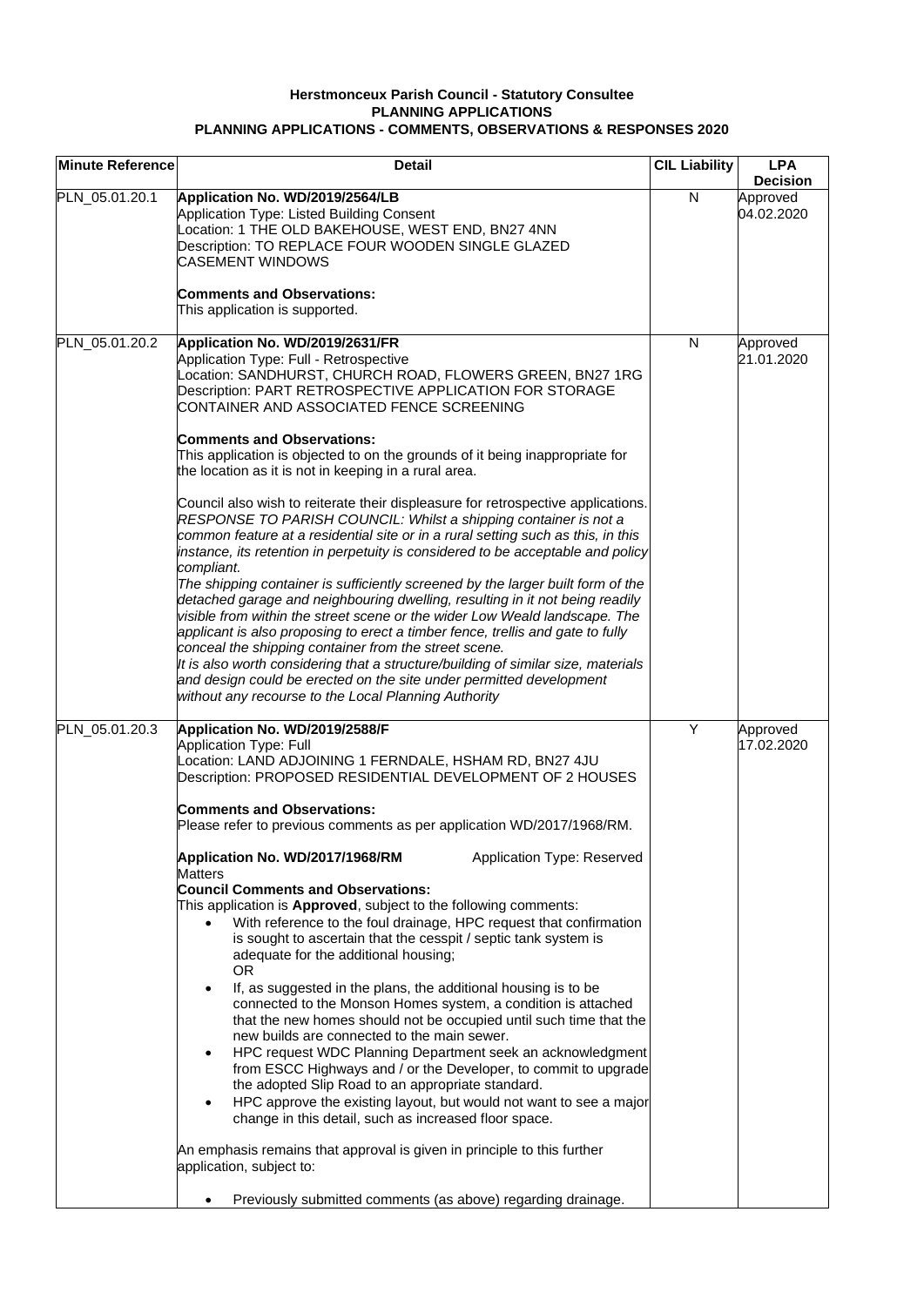**Herstmonceux Parish Council - Statutory Consultee**
**PLANNING APPLICATIONS**
**PLANNING APPLICATIONS - COMMENTS, OBSERVATIONS & RESPONSES 2020**

| Minute Reference | Detail | CIL Liability | LPA Decision |
|---|---|---|---|
| PLN_05.01.20.1 | **Application No. WD/2019/2564/LB**<br>Application Type: Listed Building Consent<br>Location: 1 THE OLD BAKEHOUSE, WEST END, BN27 4NN<br>Description: TO REPLACE FOUR WOODEN SINGLE GLAZED CASEMENT WINDOWS<br><br>**Comments and Observations:**<br>This application is supported. | N | Approved 04.02.2020 |
| PLN_05.01.20.2 | **Application No. WD/2019/2631/FR**<br>Application Type: Full - Retrospective<br>Location: SANDHURST, CHURCH ROAD, FLOWERS GREEN, BN27 1RG<br>Description: PART RETROSPECTIVE APPLICATION FOR STORAGE CONTAINER AND ASSOCIATED FENCE SCREENING<br><br>**Comments and Observations:**<br>This application is objected to on the grounds of it being inappropriate for the location as it is not in keeping in a rural area.<br><br>Council also wish to reiterate their displeasure for retrospective applications.<br>*RESPONSE TO PARISH COUNCIL: Whilst a shipping container is not a common feature at a residential site or in a rural setting such as this, in this instance, its retention in perpetuity is considered to be acceptable and policy compliant.*<br>*The shipping container is sufficiently screened by the larger built form of the detached garage and neighbouring dwelling, resulting in it not being readily visible from within the street scene or the wider Low Weald landscape. The applicant is also proposing to erect a timber fence, trellis and gate to fully conceal the shipping container from the street scene.*<br>*It is also worth considering that a structure/building of similar size, materials and design could be erected on the site under permitted development without any recourse to the Local Planning Authority* | N | Approved 21.01.2020 |
| PLN_05.01.20.3 | **Application No. WD/2019/2588/F**<br>Application Type: Full<br>Location: LAND ADJOINING 1 FERNDALE, HSHAM RD, BN27 4JU<br>Description: PROPOSED RESIDENTIAL DEVELOPMENT OF 2 HOUSES<br><br>**Comments and Observations:**<br>Please refer to previous comments as per application WD/2017/1968/RM.<br><br>**Application No. WD/2017/1968/RM** Application Type: Reserved Matters<br>**Council Comments and Observations:**<br>This application is **Approved**, subject to the following comments:<br>• With reference to the foul drainage, HPC request that confirmation is sought to ascertain that the cesspit / septic tank system is adequate for the additional housing;<br>OR<br>• If, as suggested in the plans, the additional housing is to be connected to the Monson Homes system, a condition is attached that the new homes should not be occupied until such time that the new builds are connected to the main sewer.<br>• HPC request WDC Planning Department seek an acknowledgment from ESCC Highways and / or the Developer, to commit to upgrade the adopted Slip Road to an appropriate standard.<br>• HPC approve the existing layout, but would not want to see a major change in this detail, such as increased floor space.<br><br>An emphasis remains that approval is given in principle to this further application, subject to:<br><br>• Previously submitted comments (as above) regarding drainage. | Y | Approved 17.02.2020 |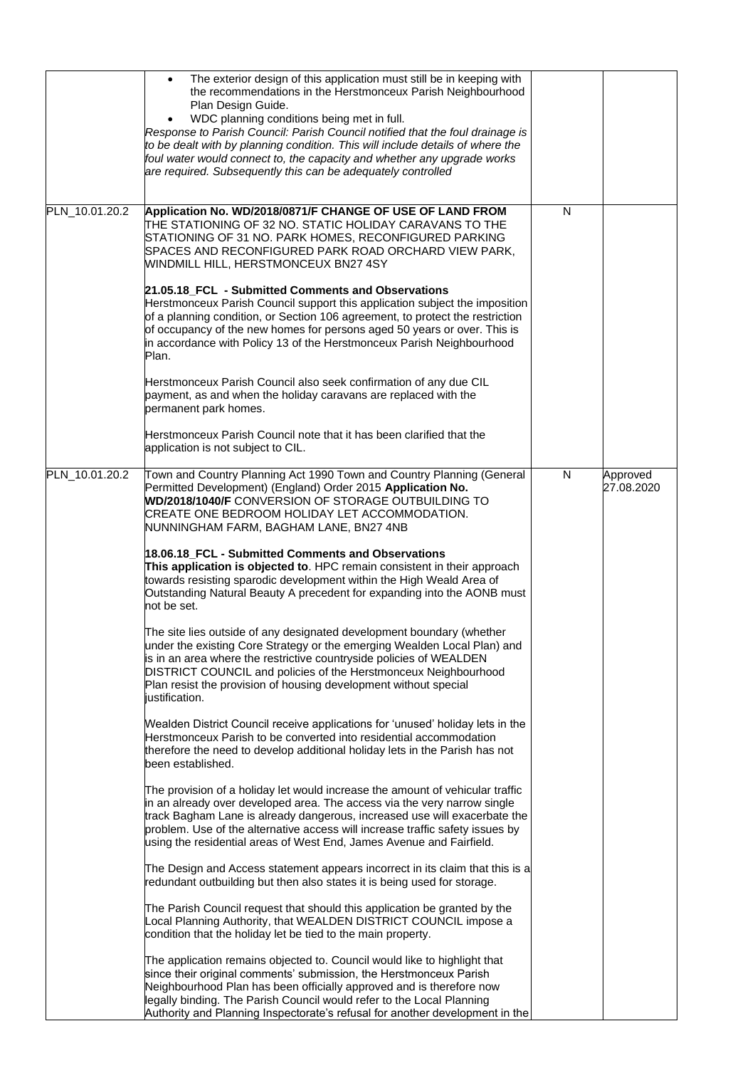| | | | |
|---|---|---|---|
| | • The exterior design of this application must still be in keeping with the recommendations in the Herstmonceux Parish Neighbourhood Plan Design Guide.<br>• WDC planning conditions being met in full.<br>*Response to Parish Council: Parish Council notified that the foul drainage is to be dealt with by planning condition. This will include details of where the foul water would connect to, the capacity and whether any upgrade works are required. Subsequently this can be adequately controlled* | | |
| PLN_10.01.20.2 | **Application No. WD/2018/0871/F CHANGE OF USE OF LAND FROM** THE STATIONING OF 32 NO. STATIC HOLIDAY CARAVANS TO THE STATIONING OF 31 NO. PARK HOMES, RECONFIGURED PARKING SPACES AND RECONFIGURED PARK ROAD ORCHARD VIEW PARK, WINDMILL HILL, HERSTMONCEUX BN27 4SY<br><br>**21.05.18_FCL - Submitted Comments and Observations**<br>Herstmonceux Parish Council support this application subject the imposition of a planning condition, or Section 106 agreement, to protect the restriction of occupancy of the new homes for persons aged 50 years or over. This is in accordance with Policy 13 of the Herstmonceux Parish Neighbourhood Plan.<br><br>Herstmonceux Parish Council also seek confirmation of any due CIL payment, as and when the holiday caravans are replaced with the permanent park homes.<br><br>Herstmonceux Parish Council note that it has been clarified that the application is not subject to CIL. | N | |
| PLN_10.01.20.2 | Town and Country Planning Act 1990 Town and Country Planning (General Permitted Development) (England) Order 2015 **Application No. WD/2018/1040/F** CONVERSION OF STORAGE OUTBUILDING TO CREATE ONE BEDROOM HOLIDAY LET ACCOMMODATION. NUNNINGHAM FARM, BAGHAM LANE, BN27 4NB<br><br>**18.06.18_FCL - Submitted Comments and Observations**<br>**This application is objected to**. HPC remain consistent in their approach towards resisting sparodic development within the High Weald Area of Outstanding Natural Beauty A precedent for expanding into the AONB must not be set.<br><br>The site lies outside of any designated development boundary (whether under the existing Core Strategy or the emerging Wealden Local Plan) and is in an area where the restrictive countryside policies of WEALDEN DISTRICT COUNCIL and policies of the Herstmonceux Neighbourhood Plan resist the provision of housing development without special justification.<br><br>Wealden District Council receive applications for 'unused' holiday lets in the Herstmonceux Parish to be converted into residential accommodation therefore the need to develop additional holiday lets in the Parish has not been established.<br><br>The provision of a holiday let would increase the amount of vehicular traffic in an already over developed area. The access via the very narrow single track Bagham Lane is already dangerous, increased use will exacerbate the problem. Use of the alternative access will increase traffic safety issues by using the residential areas of West End, James Avenue and Fairfield.<br><br>The Design and Access statement appears incorrect in its claim that this is a redundant outbuilding but then also states it is being used for storage.<br><br>The Parish Council request that should this application be granted by the Local Planning Authority, that WEALDEN DISTRICT COUNCIL impose a condition that the holiday let be tied to the main property.<br><br>The application remains objected to. Council would like to highlight that since their original comments' submission, the Herstmonceux Parish Neighbourhood Plan has been officially approved and is therefore now legally binding. The Parish Council would refer to the Local Planning Authority and Planning Inspectorate's refusal for another development in the | N | Approved 27.08.2020 |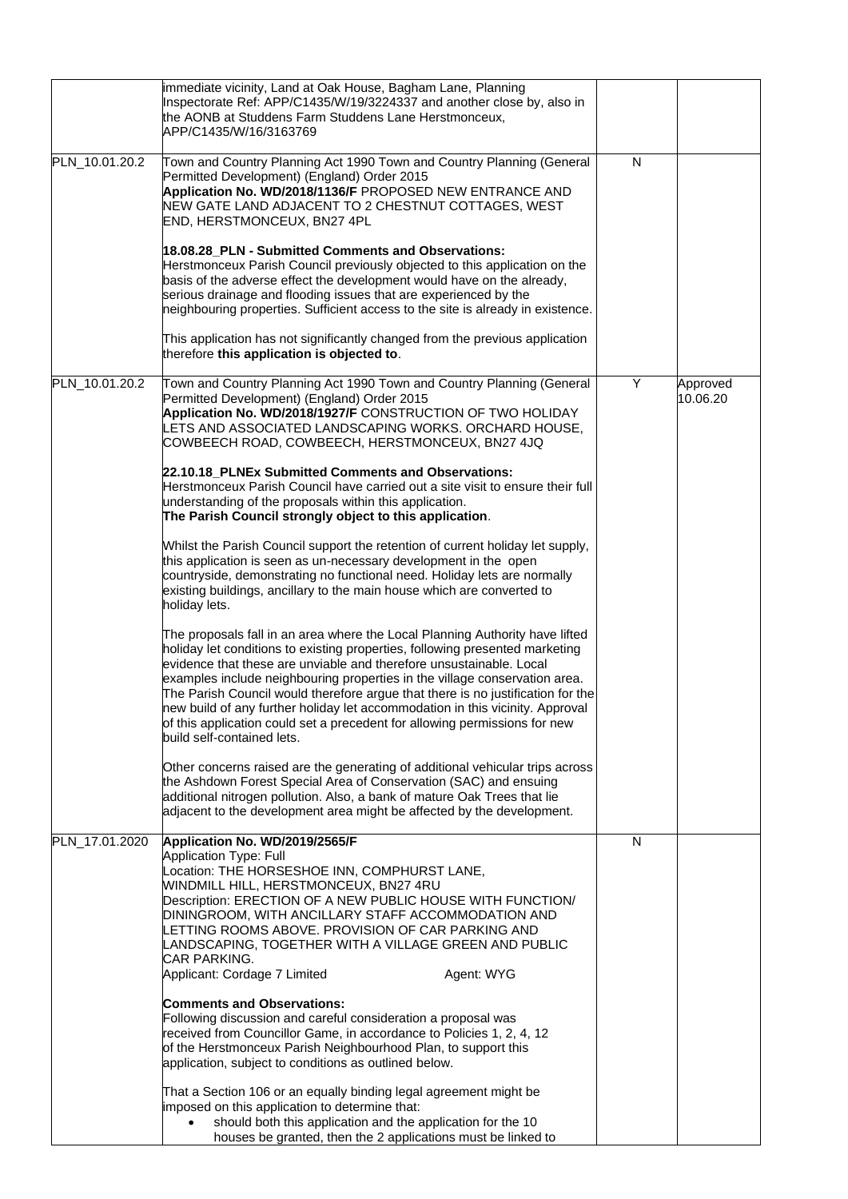| | | | |
|---|---|---|---|
| | immediate vicinity, Land at Oak House, Bagham Lane, Planning Inspectorate Ref: APP/C1435/W/19/3224337 and another close by, also in the AONB at Studdens Farm Studdens Lane Herstmonceux, APP/C1435/W/16/3163769 | | |
| PLN_10.01.20.2 | Town and Country Planning Act 1990 Town and Country Planning (General Permitted Development) (England) Order 2015<br>**Application No. WD/2018/1136/F** PROPOSED NEW ENTRANCE AND NEW GATE LAND ADJACENT TO 2 CHESTNUT COTTAGES, WEST END, HERSTMONCEUX, BN27 4PL<br><br>**18.08.28_PLN - Submitted Comments and Observations:**<br>Herstmonceux Parish Council previously objected to this application on the basis of the adverse effect the development would have on the already, serious drainage and flooding issues that are experienced by the neighbouring properties. Sufficient access to the site is already in existence.<br><br>This application has not significantly changed from the previous application therefore **this application is objected to**. | N | |
| PLN_10.01.20.2 | Town and Country Planning Act 1990 Town and Country Planning (General Permitted Development) (England) Order 2015<br>**Application No. WD/2018/1927/F** CONSTRUCTION OF TWO HOLIDAY LETS AND ASSOCIATED LANDSCAPING WORKS. ORCHARD HOUSE, COWBEECH ROAD, COWBEECH, HERSTMONCEUX, BN27 4JQ<br><br>**22.10.18_PLNEx Submitted Comments and Observations:**<br>Herstmonceux Parish Council have carried out a site visit to ensure their full understanding of the proposals within this application.<br>**The Parish Council strongly object to this application**.<br><br>Whilst the Parish Council support the retention of current holiday let supply, this application is seen as un-necessary development in the open countryside, demonstrating no functional need. Holiday lets are normally existing buildings, ancillary to the main house which are converted to holiday lets.<br><br>The proposals fall in an area where the Local Planning Authority have lifted holiday let conditions to existing properties, following presented marketing evidence that these are unviable and therefore unsustainable. Local examples include neighbouring properties in the village conservation area. The Parish Council would therefore argue that there is no justification for the new build of any further holiday let accommodation in this vicinity. Approval of this application could set a precedent for allowing permissions for new build self-contained lets.<br><br>Other concerns raised are the generating of additional vehicular trips across the Ashdown Forest Special Area of Conservation (SAC) and ensuing additional nitrogen pollution. Also, a bank of mature Oak Trees that lie adjacent to the development area might be affected by the development. | Y | Approved 10.06.20 |
| PLN_17.01.2020 | **Application No. WD/2019/2565/F**<br>Application Type: Full<br>Location: THE HORSESHOE INN, COMPHURST LANE, WINDMILL HILL, HERSTMONCEUX, BN27 4RU<br>Description: ERECTION OF A NEW PUBLIC HOUSE WITH FUNCTION/ DININGROOM, WITH ANCILLARY STAFF ACCOMMODATION AND LETTING ROOMS ABOVE. PROVISION OF CAR PARKING AND LANDSCAPING, TOGETHER WITH A VILLAGE GREEN AND PUBLIC CAR PARKING.<br>Applicant: Cordage 7 Limited Agent: WYG<br><br>**Comments and Observations:**<br>Following discussion and careful consideration a proposal was received from Councillor Game, in accordance to Policies 1, 2, 4, 12 of the Herstmonceux Parish Neighbourhood Plan, to support this application, subject to conditions as outlined below.<br><br>That a Section 106 or an equally binding legal agreement might be imposed on this application to determine that:<br>• should both this application and the application for the 10 houses be granted, then the 2 applications must be linked to | N | |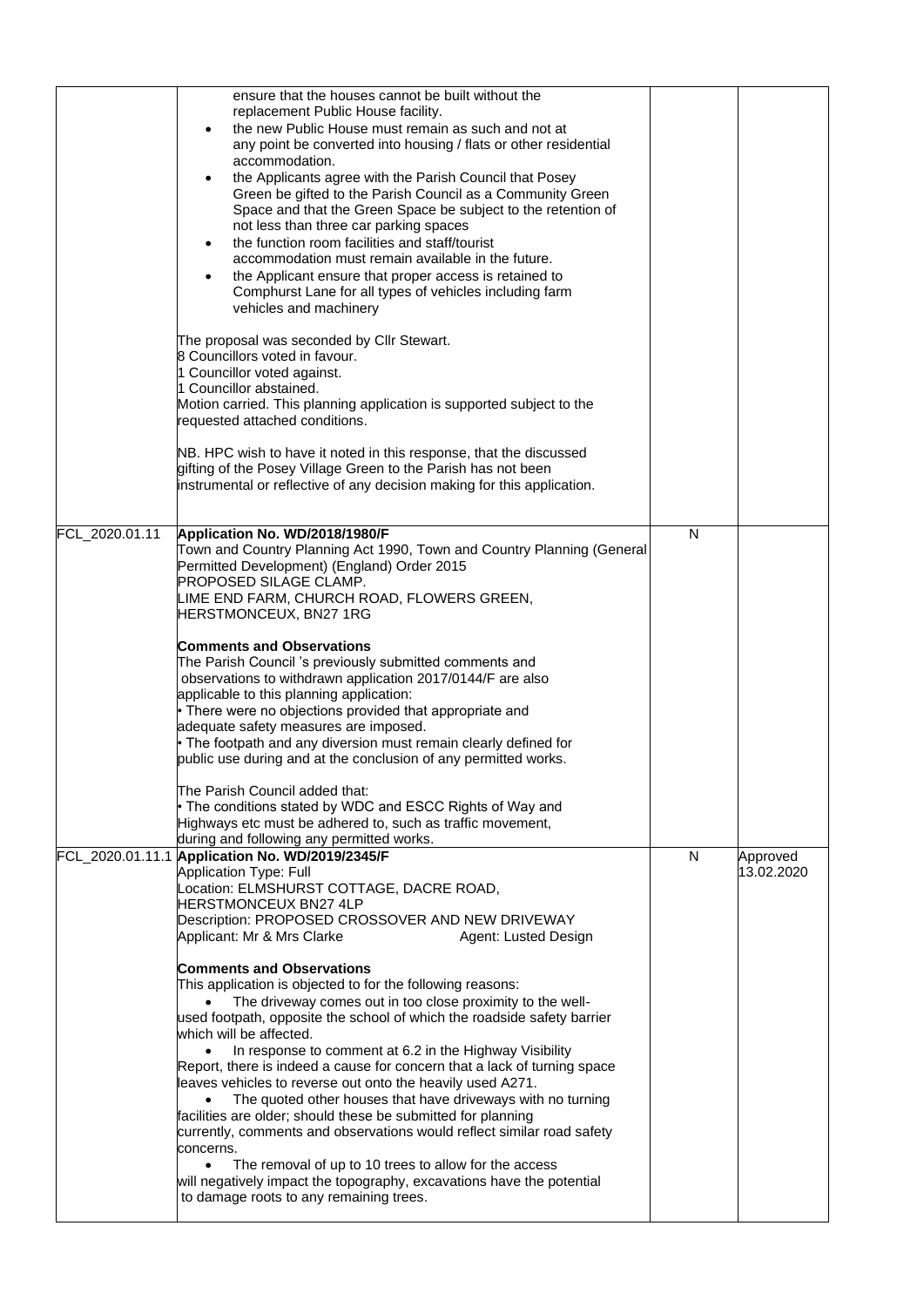| | | | |
|---|---|---|---|
| | ensure that the houses cannot be built without the replacement Public House facility.<br>• the new Public House must remain as such and not at any point be converted into housing / flats or other residential accommodation.<br>• the Applicants agree with the Parish Council that Posey Green be gifted to the Parish Council as a Community Green Space and that the Green Space be subject to the retention of not less than three car parking spaces<br>• the function room facilities and staff/tourist accommodation must remain available in the future.<br>• the Applicant ensure that proper access is retained to Comphurst Lane for all types of vehicles including farm vehicles and machinery<br><br>The proposal was seconded by Cllr Stewart.<br>8 Councillors voted in favour.<br>1 Councillor voted against.<br>1 Councillor abstained.<br>Motion carried. This planning application is supported subject to the requested attached conditions.<br><br>NB. HPC wish to have it noted in this response, that the discussed gifting of the Posey Village Green to the Parish has not been instrumental or reflective of any decision making for this application. | | |
| FCL_2020.01.11 | **Application No. WD/2018/1980/F**<br>Town and Country Planning Act 1990, Town and Country Planning (General Permitted Development) (England) Order 2015<br>PROPOSED SILAGE CLAMP.<br>LIME END FARM, CHURCH ROAD, FLOWERS GREEN, HERSTMONCEUX, BN27 1RG<br><br>**Comments and Observations**<br>The Parish Council 's previously submitted comments and observations to withdrawn application 2017/0144/F are also applicable to this planning application:<br>• There were no objections provided that appropriate and adequate safety measures are imposed.<br>• The footpath and any diversion must remain clearly defined for public use during and at the conclusion of any permitted works.<br><br>The Parish Council added that:<br>• The conditions stated by WDC and ESCC Rights of Way and Highways etc must be adhered to, such as traffic movement, during and following any permitted works. | N | |
| FCL_2020.01.11.1 | **Application No. WD/2019/2345/F**<br>Application Type: Full<br>Location: ELMSHURST COTTAGE, DACRE ROAD, HERSTMONCEUX BN27 4LP<br>Description: PROPOSED CROSSOVER AND NEW DRIVEWAY<br>Applicant: Mr & Mrs Clarke Agent: Lusted Design<br><br>**Comments and Observations**<br>This application is objected to for the following reasons:<br>• The driveway comes out in too close proximity to the well-used footpath, opposite the school of which the roadside safety barrier which will be affected.<br>• In response to comment at 6.2 in the Highway Visibility Report, there is indeed a cause for concern that a lack of turning space leaves vehicles to reverse out onto the heavily used A271.<br>• The quoted other houses that have driveways with no turning facilities are older; should these be submitted for planning currently, comments and observations would reflect similar road safety concerns.<br>• The removal of up to 10 trees to allow for the access will negatively impact the topography, excavations have the potential to damage roots to any remaining trees. | N | Approved 13.02.2020 |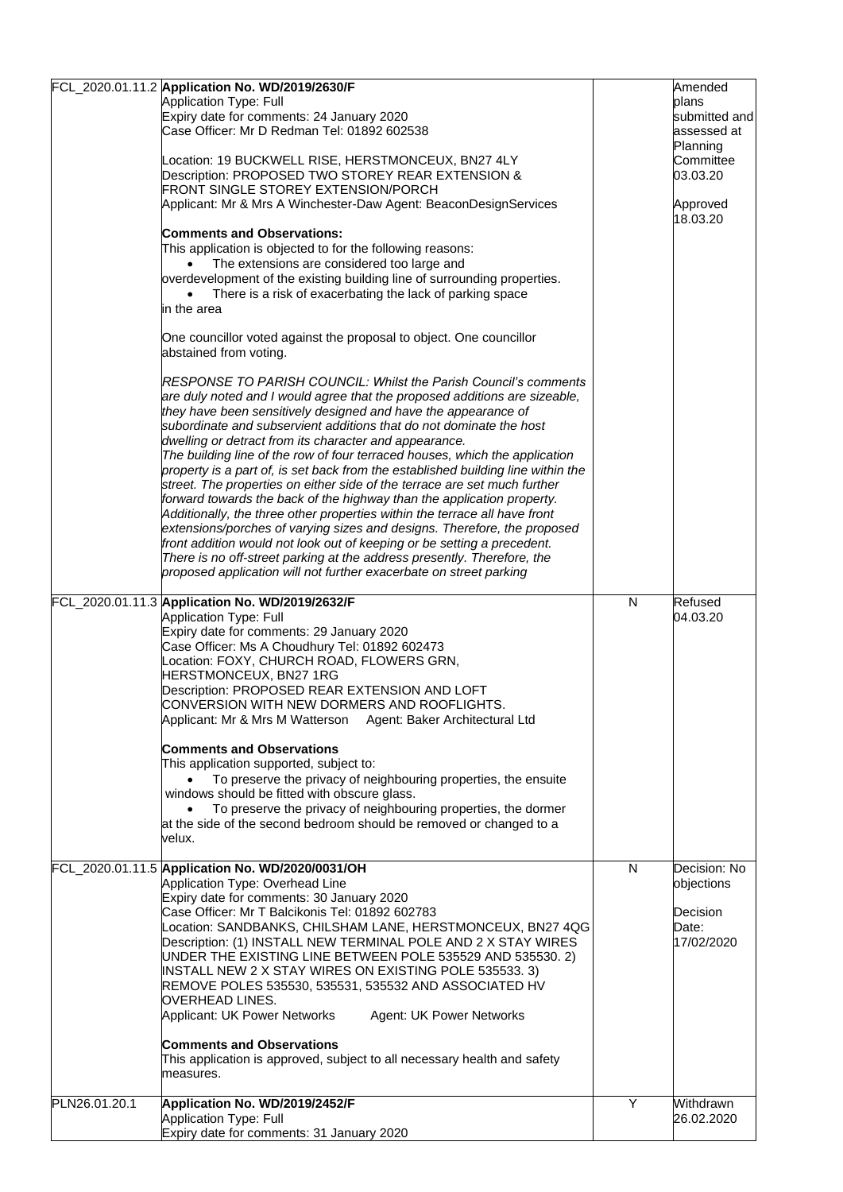| | | | |
|---|---|---|---|
| FCL_2020.01.11.2 | **Application No. WD/2019/2630/F**<br>Application Type: Full<br>Expiry date for comments: 24 January 2020<br>Case Officer: Mr D Redman Tel: 01892 602538<br><br>Location: 19 BUCKWELL RISE, HERSTMONCEUX, BN27 4LY<br>Description: PROPOSED TWO STOREY REAR EXTENSION & FRONT SINGLE STOREY EXTENSION/PORCH<br>Applicant: Mr & Mrs A Winchester-Daw Agent: BeaconDesignServices<br><br>**Comments and Observations:**<br>This application is objected to for the following reasons:<br>• The extensions are considered too large and overdevelopment of the existing building line of surrounding properties.<br>• There is a risk of exacerbating the lack of parking space in the area<br><br>One councillor voted against the proposal to object. One councillor abstained from voting.<br><br>*RESPONSE TO PARISH COUNCIL: Whilst the Parish Council's comments are duly noted and I would agree that the proposed additions are sizeable, they have been sensitively designed and have the appearance of subordinate and subservient additions that do not dominate the host dwelling or detract from its character and appearance.*<br>*The building line of the row of four terraced houses, which the application property is a part of, is set back from the established building line within the street. The properties on either side of the terrace are set much further forward towards the back of the highway than the application property. Additionally, the three other properties within the terrace all have front extensions/porches of varying sizes and designs. Therefore, the proposed front addition would not look out of keeping or be setting a precedent. There is no off-street parking at the address presently. Therefore, the proposed application will not further exacerbate on street parking* | | Amended plans submitted and assessed at Planning Committee 03.03.20<br><br>Approved 18.03.20 |
| FCL_2020.01.11.3 | **Application No. WD/2019/2632/F**<br>Application Type: Full<br>Expiry date for comments: 29 January 2020<br>Case Officer: Ms A Choudhury Tel: 01892 602473<br>Location: FOXY, CHURCH ROAD, FLOWERS GRN, HERSTMONCEUX, BN27 1RG<br>Description: PROPOSED REAR EXTENSION AND LOFT CONVERSION WITH NEW DORMERS AND ROOFLIGHTS.<br>Applicant: Mr & Mrs M Watterson Agent: Baker Architectural Ltd<br><br>**Comments and Observations**<br>This application supported, subject to:<br>• To preserve the privacy of neighbouring properties, the ensuite windows should be fitted with obscure glass.<br>• To preserve the privacy of neighbouring properties, the dormer at the side of the second bedroom should be removed or changed to a velux. | N | Refused 04.03.20 |
| FCL_2020.01.11.5 | **Application No. WD/2020/0031/OH**<br>Application Type: Overhead Line<br>Expiry date for comments: 30 January 2020<br>Case Officer: Mr T Balcikonis Tel: 01892 602783<br>Location: SANDBANKS, CHILSHAM LANE, HERSTMONCEUX, BN27 4QG<br>Description: (1) INSTALL NEW TERMINAL POLE AND 2 X STAY WIRES UNDER THE EXISTING LINE BETWEEN POLE 535529 AND 535530. 2) INSTALL NEW 2 X STAY WIRES ON EXISTING POLE 535533. 3) REMOVE POLES 535530, 535531, 535532 AND ASSOCIATED HV OVERHEAD LINES.<br>Applicant: UK Power Networks Agent: UK Power Networks<br><br>**Comments and Observations**<br>This application is approved, subject to all necessary health and safety measures. | N | Decision: No objections<br><br>Decision Date: 17/02/2020 |
| PLN26.01.20.1 | **Application No. WD/2019/2452/F**<br>Application Type: Full<br>Expiry date for comments: 31 January 2020 | Y | Withdrawn 26.02.2020 |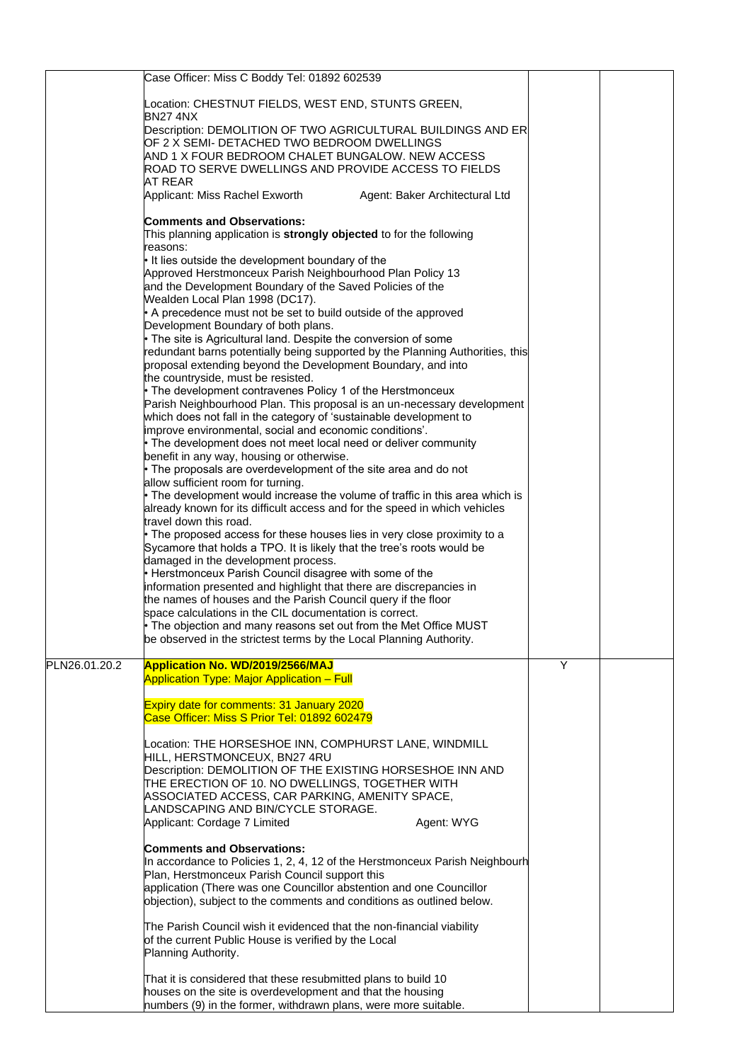| | | | |
|---|---|---|---|
| | Case Officer: Miss C Boddy Tel: 01892 602539<br><br>Location: CHESTNUT FIELDS, WEST END, STUNTS GREEN, BN27 4NX<br>Description: DEMOLITION OF TWO AGRICULTURAL BUILDINGS AND ER OF 2 X SEMI- DETACHED TWO BEDROOM DWELLINGS AND 1 X FOUR BEDROOM CHALET BUNGALOW. NEW ACCESS ROAD TO SERVE DWELLINGS AND PROVIDE ACCESS TO FIELDS AT REAR<br>Applicant: Miss Rachel Exworth Agent: Baker Architectural Ltd<br><br>**Comments and Observations:**<br>This planning application is **strongly objected** to for the following reasons:<br>• It lies outside the development boundary of the Approved Herstmonceux Parish Neighbourhood Plan Policy 13 and the Development Boundary of the Saved Policies of the Wealden Local Plan 1998 (DC17).<br>• A precedence must not be set to build outside of the approved Development Boundary of both plans.<br>• The site is Agricultural land. Despite the conversion of some redundant barns potentially being supported by the Planning Authorities, this proposal extending beyond the Development Boundary, and into the countryside, must be resisted.<br>• The development contravenes Policy 1 of the Herstmonceux Parish Neighbourhood Plan. This proposal is an un-necessary development which does not fall in the category of 'sustainable development to improve environmental, social and economic conditions'.<br>• The development does not meet local need or deliver community benefit in any way, housing or otherwise.<br>• The proposals are overdevelopment of the site area and do not allow sufficient room for turning.<br>• The development would increase the volume of traffic in this area which is already known for its difficult access and for the speed in which vehicles travel down this road.<br>• The proposed access for these houses lies in very close proximity to a Sycamore that holds a TPO. It is likely that the tree's roots would be damaged in the development process.<br>• Herstmonceux Parish Council disagree with some of the information presented and highlight that there are discrepancies in the names of houses and the Parish Council query if the floor space calculations in the CIL documentation is correct.<br>• The objection and many reasons set out from the Met Office MUST be observed in the strictest terms by the Local Planning Authority. | | |
| PLN26.01.20.2 | **Application No. WD/2019/2566/MAJ**<br>Application Type: Major Application – Full<br><br>Expiry date for comments: 31 January 2020<br>Case Officer: Miss S Prior Tel: 01892 602479<br><br>Location: THE HORSESHOE INN, COMPHURST LANE, WINDMILL HILL, HERSTMONCEUX, BN27 4RU<br>Description: DEMOLITION OF THE EXISTING HORSESHOE INN AND THE ERECTION OF 10. NO DWELLINGS, TOGETHER WITH ASSOCIATED ACCESS, CAR PARKING, AMENITY SPACE, LANDSCAPING AND BIN/CYCLE STORAGE.<br>Applicant: Cordage 7 Limited Agent: WYG<br><br>**Comments and Observations:**<br>In accordance to Policies 1, 2, 4, 12 of the Herstmonceux Parish Neighbourh Plan, Herstmonceux Parish Council support this application (There was one Councillor abstention and one Councillor objection), subject to the comments and conditions as outlined below.<br><br>The Parish Council wish it evidenced that the non-financial viability of the current Public House is verified by the Local Planning Authority.<br><br>That it is considered that these resubmitted plans to build 10 houses on the site is overdevelopment and that the housing numbers (9) in the former, withdrawn plans, were more suitable. | Y | |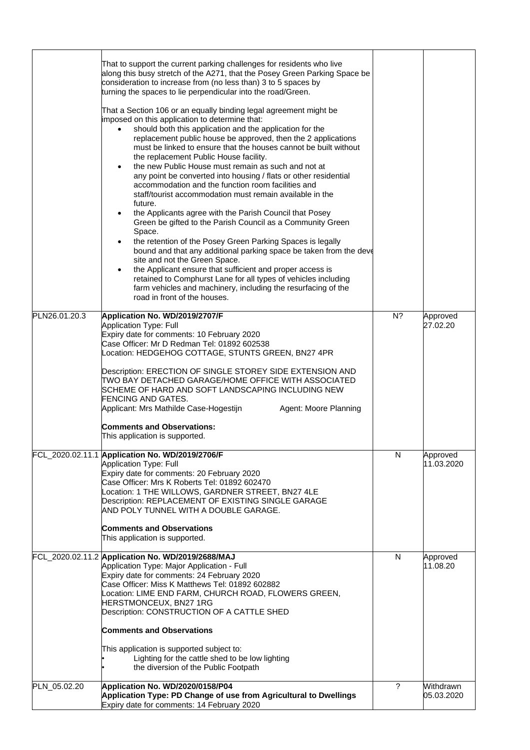| | | | |
|---|---|---|---|
| | That to support the current parking challenges for residents who live along this busy stretch of the A271, that the Posey Green Parking Space be consideration to increase from (no less than) 3 to 5 spaces by turning the spaces to lie perpendicular into the road/Green.<br><br>That a Section 106 or an equally binding legal agreement might be imposed on this application to determine that:<br>• should both this application and the application for the replacement public house be approved, then the 2 applications must be linked to ensure that the houses cannot be built without the replacement Public House facility.<br>• the new Public House must remain as such and not at any point be converted into housing / flats or other residential accommodation and the function room facilities and staff/tourist accommodation must remain available in the future.<br>• the Applicants agree with the Parish Council that Posey Green be gifted to the Parish Council as a Community Green Space.<br>• the retention of the Posey Green Parking Spaces is legally bound and that any additional parking space be taken from the deve site and not the Green Space.<br>• the Applicant ensure that sufficient and proper access is retained to Comphurst Lane for all types of vehicles including farm vehicles and machinery, including the resurfacing of the road in front of the houses. | | |
| PLN26.01.20.3 | **Application No. WD/2019/2707/F**<br>Application Type: Full<br>Expiry date for comments: 10 February 2020<br>Case Officer: Mr D Redman Tel: 01892 602538<br>Location: HEDGEHOG COTTAGE, STUNTS GREEN, BN27 4PR<br><br>Description: ERECTION OF SINGLE STOREY SIDE EXTENSION AND TWO BAY DETACHED GARAGE/HOME OFFICE WITH ASSOCIATED SCHEME OF HARD AND SOFT LANDSCAPING INCLUDING NEW FENCING AND GATES.<br>Applicant: Mrs Mathilde Case-Hogestijn Agent: Moore Planning<br><br>**Comments and Observations:**<br>This application is supported. | N? | Approved 27.02.20 |
| FCL_2020.02.11.1 | **Application No. WD/2019/2706/F**<br>Application Type: Full<br>Expiry date for comments: 20 February 2020<br>Case Officer: Mrs K Roberts Tel: 01892 602470<br>Location: 1 THE WILLOWS, GARDNER STREET, BN27 4LE<br>Description: REPLACEMENT OF EXISTING SINGLE GARAGE AND POLY TUNNEL WITH A DOUBLE GARAGE.<br><br>**Comments and Observations**<br>This application is supported. | N | Approved 11.03.2020 |
| FCL_2020.02.11.2 | **Application No. WD/2019/2688/MAJ**<br>Application Type: Major Application - Full<br>Expiry date for comments: 24 February 2020<br>Case Officer: Miss K Matthews Tel: 01892 602882<br>Location: LIME END FARM, CHURCH ROAD, FLOWERS GREEN, HERSTMONCEUX, BN27 1RG<br>Description: CONSTRUCTION OF A CATTLE SHED<br><br>**Comments and Observations**<br><br>This application is supported subject to:<br>• Lighting for the cattle shed to be low lighting<br>• the diversion of the Public Footpath | N | Approved 11.08.20 |
| PLN_05.02.20 | **Application No. WD/2020/0158/P04**<br>**Application Type: PD Change of use from Agricultural to Dwellings**<br>Expiry date for comments: 14 February 2020 | ? | Withdrawn 05.03.2020 |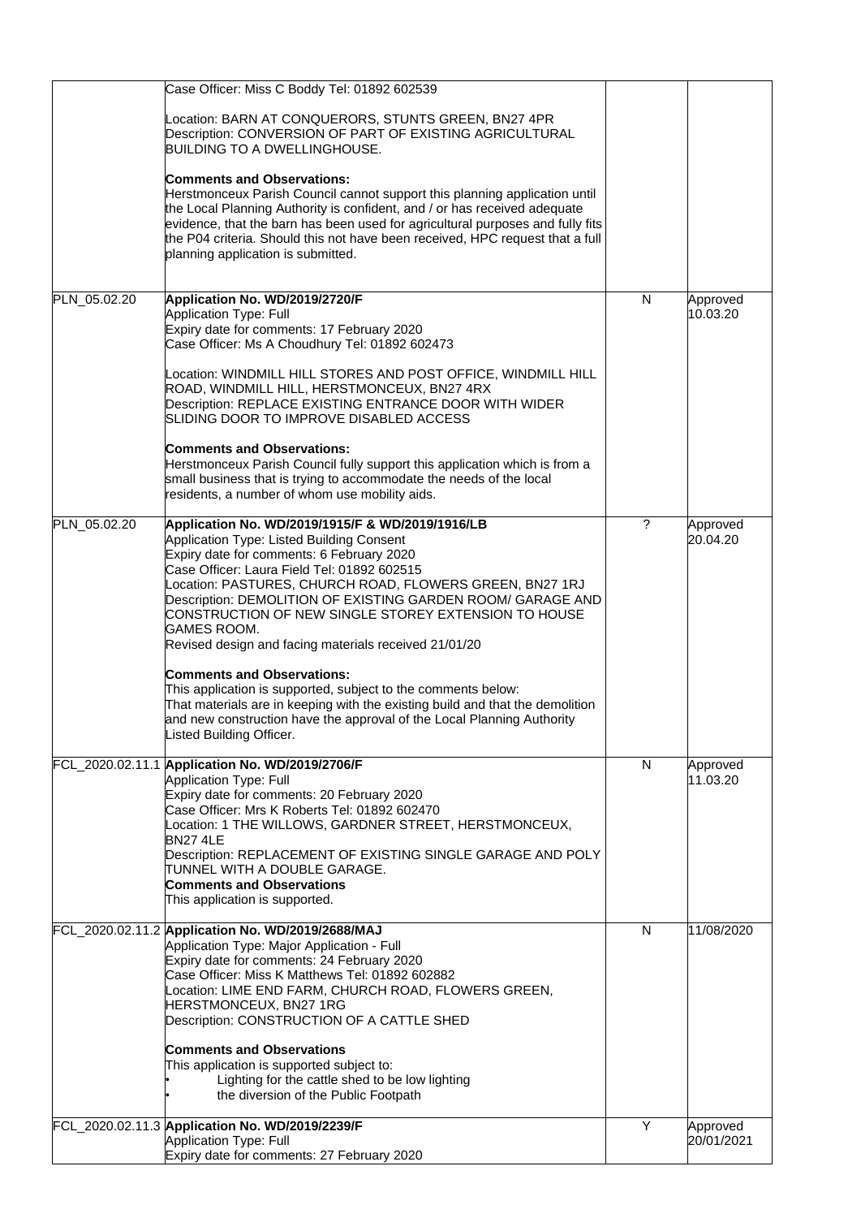| | | | |
|---|---|---|---|
| | Case Officer: Miss C Boddy Tel: 01892 602539<br><br>Location: BARN AT CONQUERORS, STUNTS GREEN, BN27 4PR<br>Description: CONVERSION OF PART OF EXISTING AGRICULTURAL BUILDING TO A DWELLINGHOUSE.<br><br>**Comments and Observations:**<br>Herstmonceux Parish Council cannot support this planning application until the Local Planning Authority is confident, and / or has received adequate evidence, that the barn has been used for agricultural purposes and fully fits the P04 criteria. Should this not have been received, HPC request that a full planning application is submitted. | | |
| PLN_05.02.20 | **Application No. WD/2019/2720/F**<br>Application Type: Full<br>Expiry date for comments: 17 February 2020<br>Case Officer: Ms A Choudhury Tel: 01892 602473<br><br>Location: WINDMILL HILL STORES AND POST OFFICE, WINDMILL HILL ROAD, WINDMILL HILL, HERSTMONCEUX, BN27 4RX<br>Description: REPLACE EXISTING ENTRANCE DOOR WITH WIDER SLIDING DOOR TO IMPROVE DISABLED ACCESS<br><br>**Comments and Observations:**<br>Herstmonceux Parish Council fully support this application which is from a small business that is trying to accommodate the needs of the local residents, a number of whom use mobility aids. | N | Approved 10.03.20 |
| PLN_05.02.20 | **Application No. WD/2019/1915/F & WD/2019/1916/LB**<br>Application Type: Listed Building Consent<br>Expiry date for comments: 6 February 2020<br>Case Officer: Laura Field Tel: 01892 602515<br>Location: PASTURES, CHURCH ROAD, FLOWERS GREEN, BN27 1RJ<br>Description: DEMOLITION OF EXISTING GARDEN ROOM/ GARAGE AND CONSTRUCTION OF NEW SINGLE STOREY EXTENSION TO HOUSE GAMES ROOM.<br>Revised design and facing materials received 21/01/20<br><br>**Comments and Observations:**<br>This application is supported, subject to the comments below:<br>That materials are in keeping with the existing build and that the demolition and new construction have the approval of the Local Planning Authority Listed Building Officer. | ? | Approved 20.04.20 |
| FCL_2020.02.11.1 | **Application No. WD/2019/2706/F**<br>Application Type: Full<br>Expiry date for comments: 20 February 2020<br>Case Officer: Mrs K Roberts Tel: 01892 602470<br>Location: 1 THE WILLOWS, GARDNER STREET, HERSTMONCEUX, BN27 4LE<br>Description: REPLACEMENT OF EXISTING SINGLE GARAGE AND POLY TUNNEL WITH A DOUBLE GARAGE.<br>**Comments and Observations**<br>This application is supported. | N | Approved 11.03.20 |
| FCL_2020.02.11.2 | **Application No. WD/2019/2688/MAJ**<br>Application Type: Major Application - Full<br>Expiry date for comments: 24 February 2020<br>Case Officer: Miss K Matthews Tel: 01892 602882<br>Location: LIME END FARM, CHURCH ROAD, FLOWERS GREEN, HERSTMONCEUX, BN27 1RG<br>Description: CONSTRUCTION OF A CATTLE SHED<br><br>**Comments and Observations**<br>This application is supported subject to:<br>• Lighting for the cattle shed to be low lighting<br>• the diversion of the Public Footpath | N | 11/08/2020 |
| FCL_2020.02.11.3 | **Application No. WD/2019/2239/F**<br>Application Type: Full<br>Expiry date for comments: 27 February 2020 | Y | Approved 20/01/2021 |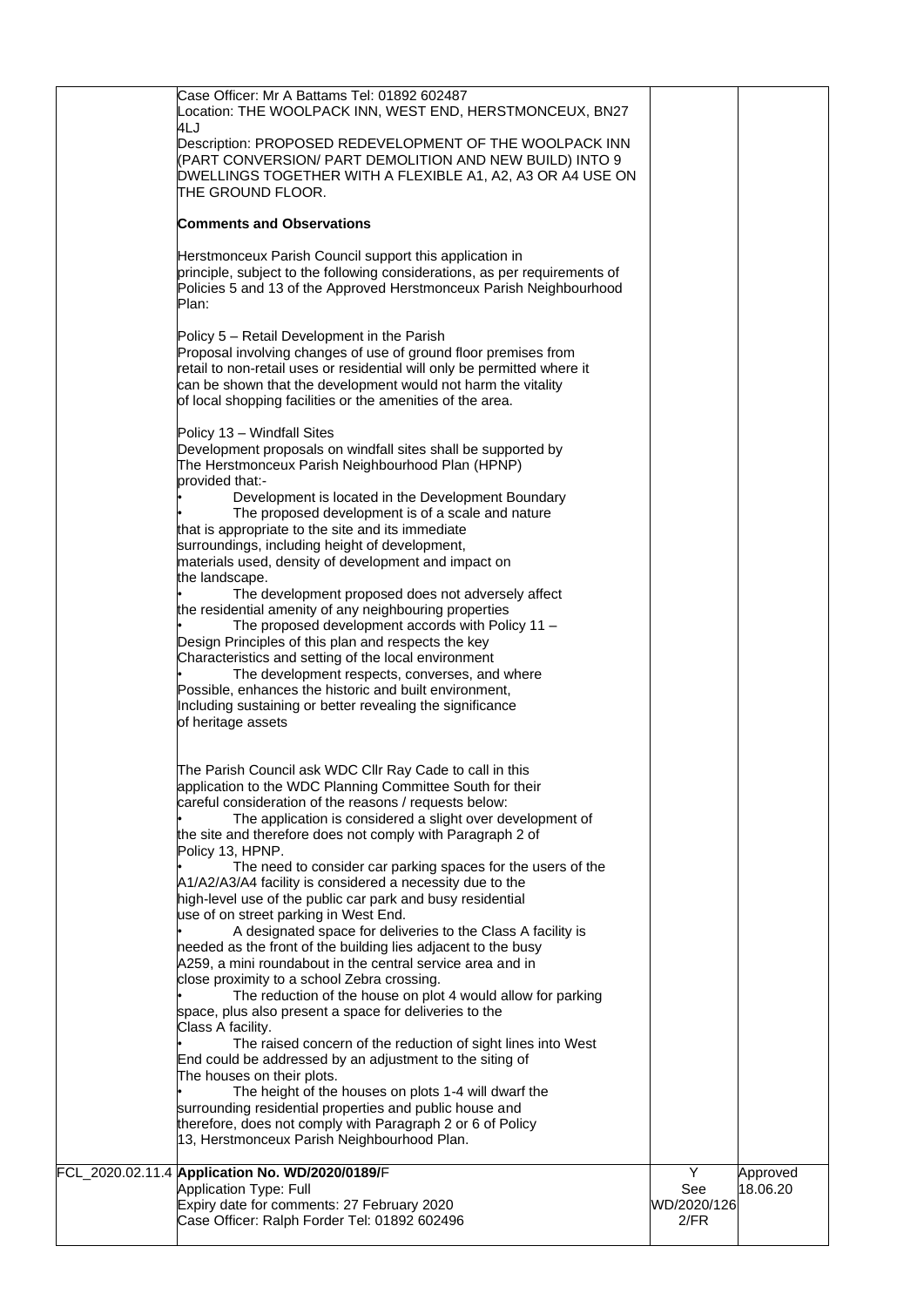| | | | |
|---|---|---|---|
| | Case Officer: Mr A Battams Tel: 01892 602487<br>Location: THE WOOLPACK INN, WEST END, HERSTMONCEUX, BN27 4LJ<br>Description: PROPOSED REDEVELOPMENT OF THE WOOLPACK INN (PART CONVERSION/ PART DEMOLITION AND NEW BUILD) INTO 9 DWELLINGS TOGETHER WITH A FLEXIBLE A1, A2, A3 OR A4 USE ON THE GROUND FLOOR.<br><br>**Comments and Observations**<br><br>Herstmonceux Parish Council support this application in principle, subject to the following considerations, as per requirements of Policies 5 and 13 of the Approved Herstmonceux Parish Neighbourhood Plan:<br><br>Policy 5 – Retail Development in the Parish<br>Proposal involving changes of use of ground floor premises from retail to non-retail uses or residential will only be permitted where it can be shown that the development would not harm the vitality of local shopping facilities or the amenities of the area.<br><br>Policy 13 – Windfall Sites<br>Development proposals on windfall sites shall be supported by The Herstmonceux Parish Neighbourhood Plan (HPNP) provided that:-<br>• Development is located in the Development Boundary<br>• The proposed development is of a scale and nature that is appropriate to the site and its immediate surroundings, including height of development, materials used, density of development and impact on the landscape.<br>• The development proposed does not adversely affect the residential amenity of any neighbouring properties<br>• The proposed development accords with Policy 11 – Design Principles of this plan and respects the key Characteristics and setting of the local environment<br>• The development respects, converses, and where Possible, enhances the historic and built environment, Including sustaining or better revealing the significance of heritage assets<br><br>The Parish Council ask WDC Cllr Ray Cade to call in this application to the WDC Planning Committee South for their careful consideration of the reasons / requests below:<br>• The application is considered a slight over development of the site and therefore does not comply with Paragraph 2 of Policy 13, HPNP.<br>• The need to consider car parking spaces for the users of the A1/A2/A3/A4 facility is considered a necessity due to the high-level use of the public car park and busy residential use of on street parking in West End.<br>• A designated space for deliveries to the Class A facility is needed as the front of the building lies adjacent to the busy A259, a mini roundabout in the central service area and in close proximity to a school Zebra crossing.<br>• The reduction of the house on plot 4 would allow for parking space, plus also present a space for deliveries to the Class A facility.<br>• The raised concern of the reduction of sight lines into West End could be addressed by an adjustment to the siting of The houses on their plots.<br>• The height of the houses on plots 1-4 will dwarf the surrounding residential properties and public house and therefore, does not comply with Paragraph 2 or 6 of Policy 13, Herstmonceux Parish Neighbourhood Plan. | | |
| FCL_2020.02.11.4 | **Application No. WD/2020/0189/**F<br>Application Type: Full<br>Expiry date for comments: 27 February 2020<br>Case Officer: Ralph Forder Tel: 01892 602496 | Y<br>See WD/2020/1262/FR | Approved 18.06.20 |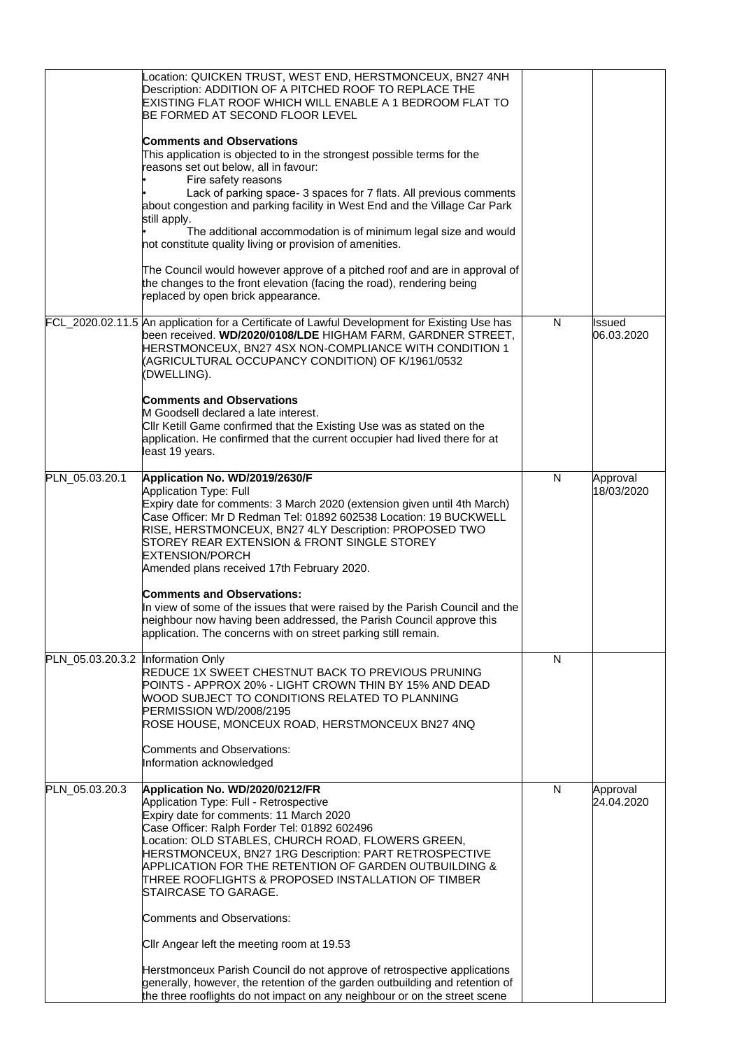| | | | |
|---|---|---|---|
| | Location: QUICKEN TRUST, WEST END, HERSTMONCEUX, BN27 4NH Description: ADDITION OF A PITCHED ROOF TO REPLACE THE EXISTING FLAT ROOF WHICH WILL ENABLE A 1 BEDROOM FLAT TO BE FORMED AT SECOND FLOOR LEVEL<br><br>**Comments and Observations**<br>This application is objected to in the strongest possible terms for the reasons set out below, all in favour:<br>• Fire safety reasons<br>• Lack of parking space- 3 spaces for 7 flats. All previous comments about congestion and parking facility in West End and the Village Car Park still apply.<br>• The additional accommodation is of minimum legal size and would not constitute quality living or provision of amenities.<br><br>The Council would however approve of a pitched roof and are in approval of the changes to the front elevation (facing the road), rendering being replaced by open brick appearance. | | |
| FCL_2020.02.11.5 | An application for a Certificate of Lawful Development for Existing Use has been received. **WD/2020/0108/LDE** HIGHAM FARM, GARDNER STREET, HERSTMONCEUX, BN27 4SX NON-COMPLIANCE WITH CONDITION 1 (AGRICULTURAL OCCUPANCY CONDITION) OF K/1961/0532 (DWELLING).<br><br>**Comments and Observations**<br>M Goodsell declared a late interest.<br>Cllr Ketill Game confirmed that the Existing Use was as stated on the application. He confirmed that the current occupier had lived there for at least 19 years. | N | Issued 06.03.2020 |
| PLN_05.03.20.1 | **Application No. WD/2019/2630/F**<br>Application Type: Full<br>Expiry date for comments: 3 March 2020 (extension given until 4th March)<br>Case Officer: Mr D Redman Tel: 01892 602538 Location: 19 BUCKWELL RISE, HERSTMONCEUX, BN27 4LY Description: PROPOSED TWO STOREY REAR EXTENSION & FRONT SINGLE STOREY EXTENSION/PORCH<br>Amended plans received 17th February 2020.<br><br>**Comments and Observations:**<br>In view of some of the issues that were raised by the Parish Council and the neighbour now having been addressed, the Parish Council approve this application. The concerns with on street parking still remain. | N | Approval 18/03/2020 |
| PLN_05.03.20.3.2 | Information Only<br>REDUCE 1X SWEET CHESTNUT BACK TO PREVIOUS PRUNING POINTS - APPROX 20% - LIGHT CROWN THIN BY 15% AND DEAD WOOD SUBJECT TO CONDITIONS RELATED TO PLANNING PERMISSION WD/2008/2195<br>ROSE HOUSE, MONCEUX ROAD, HERSTMONCEUX BN27 4NQ<br><br>Comments and Observations:<br>Information acknowledged | N | |
| PLN_05.03.20.3 | **Application No. WD/2020/0212/FR**<br>Application Type: Full - Retrospective<br>Expiry date for comments: 11 March 2020<br>Case Officer: Ralph Forder Tel: 01892 602496<br>Location: OLD STABLES, CHURCH ROAD, FLOWERS GREEN, HERSTMONCEUX, BN27 1RG Description: PART RETROSPECTIVE APPLICATION FOR THE RETENTION OF GARDEN OUTBUILDING & THREE ROOFLIGHTS & PROPOSED INSTALLATION OF TIMBER STAIRCASE TO GARAGE.<br><br>Comments and Observations:<br><br>Cllr Angear left the meeting room at 19.53<br><br>Herstmonceux Parish Council do not approve of retrospective applications generally, however, the retention of the garden outbuilding and retention of the three rooflights do not impact on any neighbour or on the street scene | N | Approval 24.04.2020 |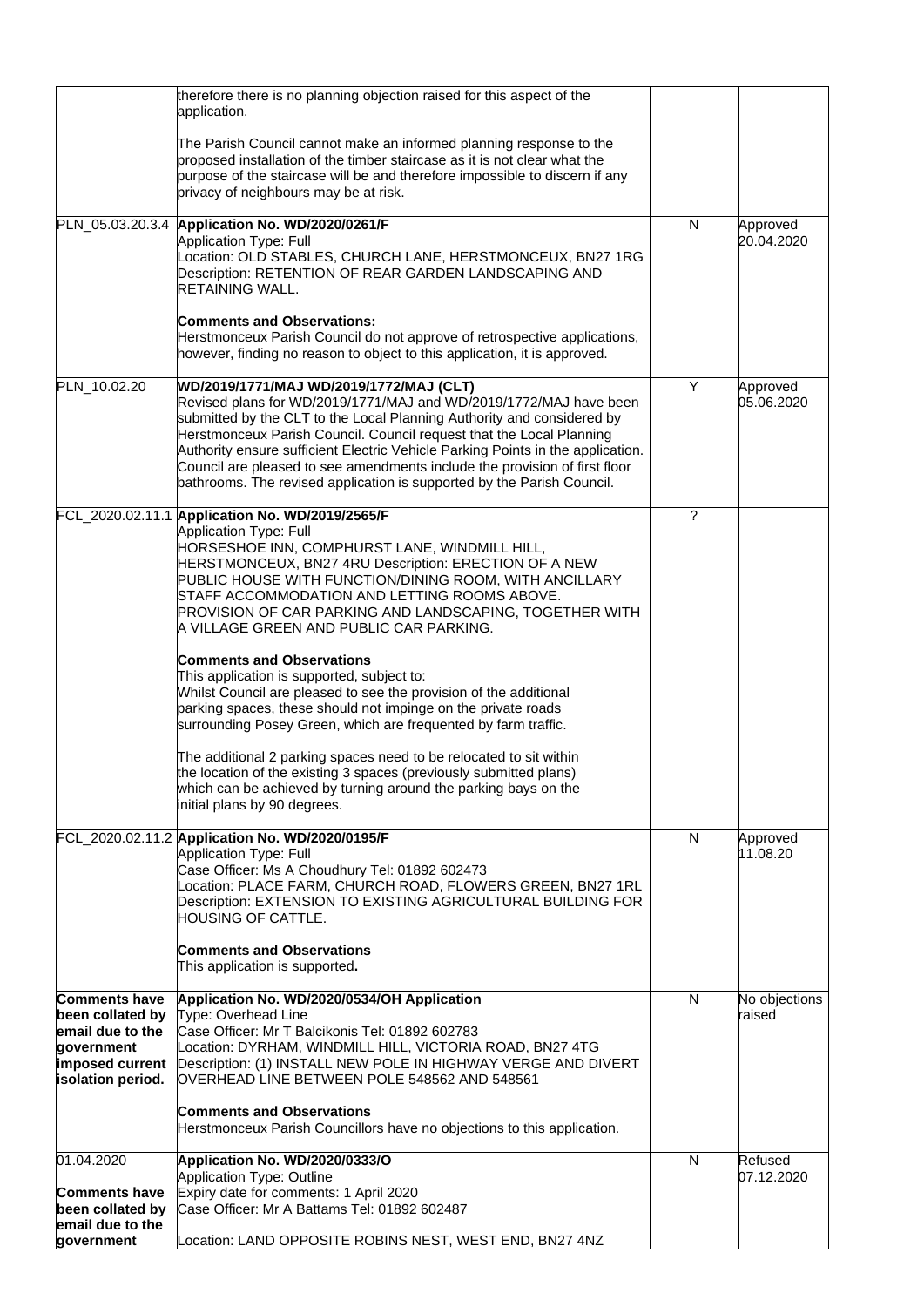| | | | |
|---|---|---|---|
| | therefore there is no planning objection raised for this aspect of the application.<br><br>The Parish Council cannot make an informed planning response to the proposed installation of the timber staircase as it is not clear what the purpose of the staircase will be and therefore impossible to discern if any privacy of neighbours may be at risk. | | |
| PLN_05.03.20.3.4 | **Application No. WD/2020/0261/F**<br>Application Type: Full<br>Location: OLD STABLES, CHURCH LANE, HERSTMONCEUX, BN27 1RG<br>Description: RETENTION OF REAR GARDEN LANDSCAPING AND RETAINING WALL.<br><br>**Comments and Observations:**<br>Herstmonceux Parish Council do not approve of retrospective applications, however, finding no reason to object to this application, it is approved. | N | Approved 20.04.2020 |
| PLN_10.02.20 | **WD/2019/1771/MAJ WD/2019/1772/MAJ (CLT)**<br>Revised plans for WD/2019/1771/MAJ and WD/2019/1772/MAJ have been submitted by the CLT to the Local Planning Authority and considered by Herstmonceux Parish Council. Council request that the Local Planning Authority ensure sufficient Electric Vehicle Parking Points in the application. Council are pleased to see amendments include the provision of first floor bathrooms. The revised application is supported by the Parish Council. | Y | Approved 05.06.2020 |
| FCL_2020.02.11.1 | **Application No. WD/2019/2565/F**<br>Application Type: Full<br>HORSESHOE INN, COMPHURST LANE, WINDMILL HILL, HERSTMONCEUX, BN27 4RU Description: ERECTION OF A NEW PUBLIC HOUSE WITH FUNCTION/DINING ROOM, WITH ANCILLARY STAFF ACCOMMODATION AND LETTING ROOMS ABOVE. PROVISION OF CAR PARKING AND LANDSCAPING, TOGETHER WITH A VILLAGE GREEN AND PUBLIC CAR PARKING.<br><br>**Comments and Observations**<br>This application is supported, subject to:<br>Whilst Council are pleased to see the provision of the additional parking spaces, these should not impinge on the private roads surrounding Posey Green, which are frequented by farm traffic.<br><br>The additional 2 parking spaces need to be relocated to sit within the location of the existing 3 spaces (previously submitted plans) which can be achieved by turning around the parking bays on the initial plans by 90 degrees. | ? | |
| FCL_2020.02.11.2 | **Application No. WD/2020/0195/F**<br>Application Type: Full<br>Case Officer: Ms A Choudhury Tel: 01892 602473<br>Location: PLACE FARM, CHURCH ROAD, FLOWERS GREEN, BN27 1RL<br>Description: EXTENSION TO EXISTING AGRICULTURAL BUILDING FOR HOUSING OF CATTLE.<br><br>**Comments and Observations**<br>This application is supported**.** | N | Approved 11.08.20 |
| **Comments have been collated by email due to the government imposed current isolation period.** | **Application No. WD/2020/0534/OH Application**<br>Type: Overhead Line<br>Case Officer: Mr T Balcikonis Tel: 01892 602783<br>Location: DYRHAM, WINDMILL HILL, VICTORIA ROAD, BN27 4TG<br>Description: (1) INSTALL NEW POLE IN HIGHWAY VERGE AND DIVERT OVERHEAD LINE BETWEEN POLE 548562 AND 548561<br><br>**Comments and Observations**<br>Herstmonceux Parish Councillors have no objections to this application. | N | No objections raised |
| 01.04.2020<br><br>**Comments have been collated by email due to the government** | **Application No. WD/2020/0333/O**<br>Application Type: Outline<br>Expiry date for comments: 1 April 2020<br>Case Officer: Mr A Battams Tel: 01892 602487<br><br>Location: LAND OPPOSITE ROBINS NEST, WEST END, BN27 4NZ | N | Refused 07.12.2020 |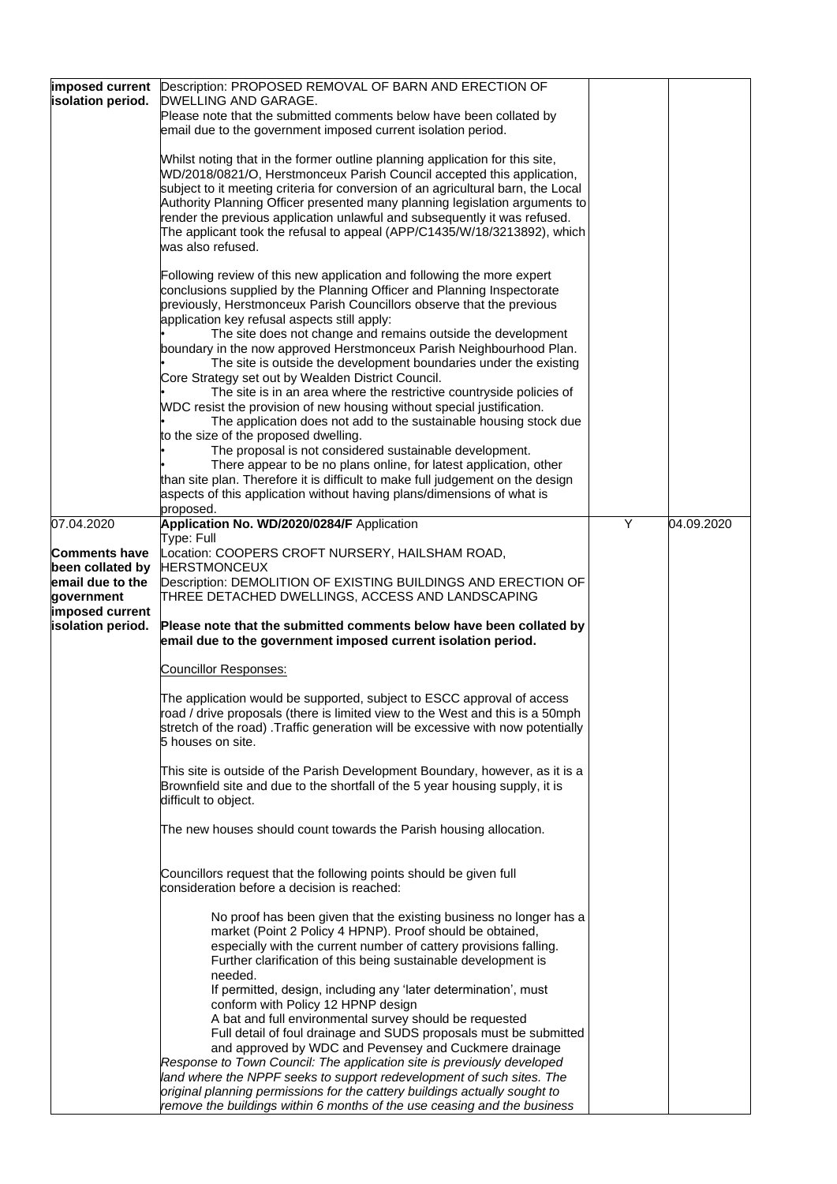| | | | |
|---|---|---|---|
| imposed current isolation period. | Description: PROPOSED REMOVAL OF BARN AND ERECTION OF DWELLING AND GARAGE.<br>Please note that the submitted comments below have been collated by email due to the government imposed current isolation period.<br><br>Whilst noting that in the former outline planning application for this site, WD/2018/0821/O, Herstmonceux Parish Council accepted this application, subject to it meeting criteria for conversion of an agricultural barn, the Local Authority Planning Officer presented many planning legislation arguments to render the previous application unlawful and subsequently it was refused. The applicant took the refusal to appeal (APP/C1435/W/18/3213892), which was also refused.<br><br>Following review of this new application and following the more expert conclusions supplied by the Planning Officer and Planning Inspectorate previously, Herstmonceux Parish Councillors observe that the previous application key refusal aspects still apply:<br>• The site does not change and remains outside the development boundary in the now approved Herstmonceux Parish Neighbourhood Plan.<br>• The site is outside the development boundaries under the existing Core Strategy set out by Wealden District Council.<br>• The site is in an area where the restrictive countryside policies of WDC resist the provision of new housing without special justification.<br>• The application does not add to the sustainable housing stock due to the size of the proposed dwelling.<br>• The proposal is not considered sustainable development.<br>• There appear to be no plans online, for latest application, other than site plan. Therefore it is difficult to make full judgement on the design aspects of this application without having plans/dimensions of what is proposed. | | |
| 07.04.2020<br><br>**Comments have been collated by email due to the government imposed current isolation period.** | **Application No. WD/2020/0284/F** Application Type: Full<br>Location: COOPERS CROFT NURSERY, HAILSHAM ROAD, HERSTMONCEUX<br>Description: DEMOLITION OF EXISTING BUILDINGS AND ERECTION OF THREE DETACHED DWELLINGS, ACCESS AND LANDSCAPING<br><br>**Please note that the submitted comments below have been collated by email due to the government imposed current isolation period.**<br><br>Councillor Responses:<br><br>The application would be supported, subject to ESCC approval of access road / drive proposals (there is limited view to the West and this is a 50mph stretch of the road) .Traffic generation will be excessive with now potentially 5 houses on site.<br><br>This site is outside of the Parish Development Boundary, however, as it is a Brownfield site and due to the shortfall of the 5 year housing supply, it is difficult to object.<br><br>The new houses should count towards the Parish housing allocation.<br><br>Councillors request that the following points should be given full consideration before a decision is reached:<br><br>No proof has been given that the existing business no longer has a market (Point 2 Policy 4 HPNP). Proof should be obtained, especially with the current number of cattery provisions falling. Further clarification of this being sustainable development is needed.<br>If permitted, design, including any 'later determination', must conform with Policy 12 HPNP design<br>A bat and full environmental survey should be requested<br>Full detail of foul drainage and SUDS proposals must be submitted and approved by WDC and Pevensey and Cuckmere drainage<br>*Response to Town Council: The application site is previously developed land where the NPPF seeks to support redevelopment of such sites. The original planning permissions for the cattery buildings actually sought to remove the buildings within 6 months of the use ceasing and the business* | Y | 04.09.2020 |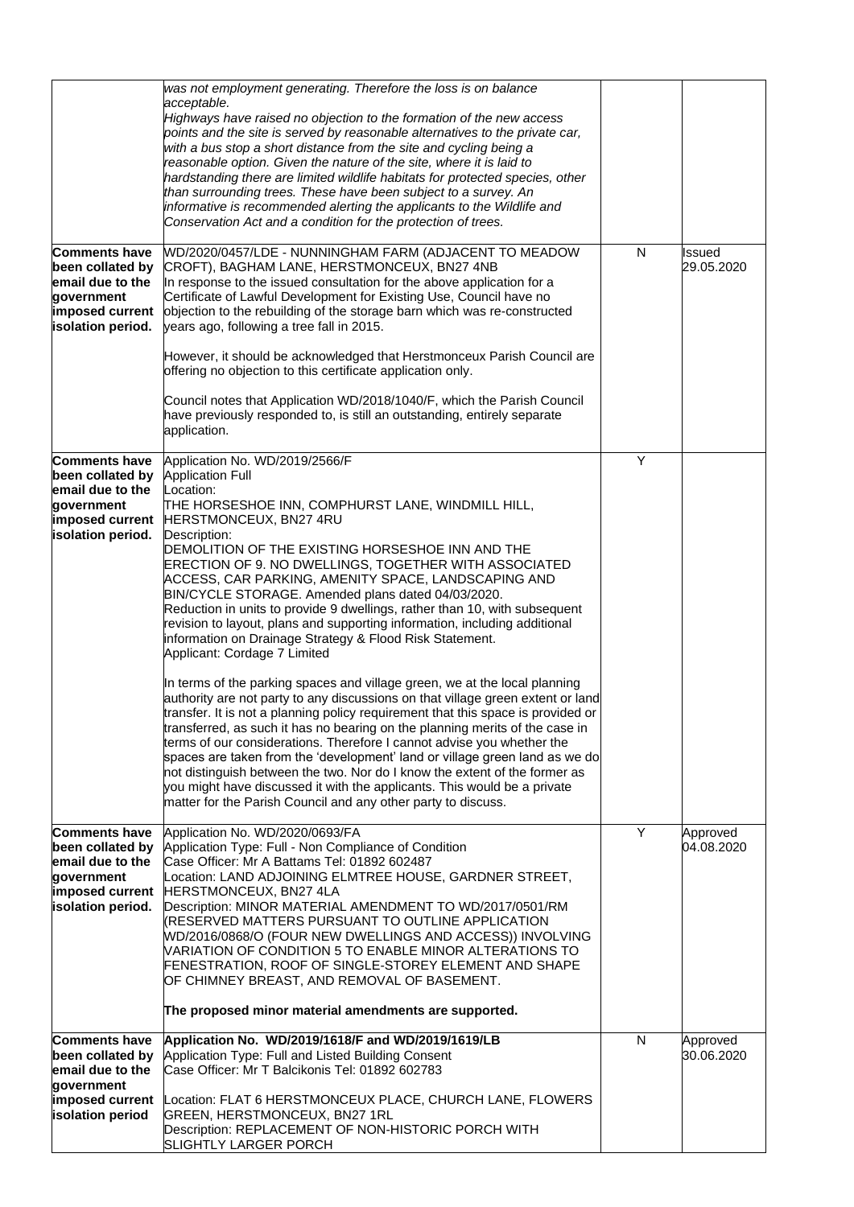| | | | |
|---|---|---|---|
| | *was not employment generating. Therefore the loss is on balance acceptable.*<br>*Highways have raised no objection to the formation of the new access points and the site is served by reasonable alternatives to the private car, with a bus stop a short distance from the site and cycling being a reasonable option. Given the nature of the site, where it is laid to hardstanding there are limited wildlife habitats for protected species, other than surrounding trees. These have been subject to a survey. An informative is recommended alerting the applicants to the Wildlife and Conservation Act and a condition for the protection of trees.* | | |
| **Comments have been collated by email due to the government imposed current isolation period.** | WD/2020/0457/LDE - NUNNINGHAM FARM (ADJACENT TO MEADOW CROFT), BAGHAM LANE, HERSTMONCEUX, BN27 4NB<br>In response to the issued consultation for the above application for a Certificate of Lawful Development for Existing Use, Council have no objection to the rebuilding of the storage barn which was re-constructed years ago, following a tree fall in 2015.<br><br>However, it should be acknowledged that Herstmonceux Parish Council are offering no objection to this certificate application only.<br><br>Council notes that Application WD/2018/1040/F, which the Parish Council have previously responded to, is still an outstanding, entirely separate application. | N | Issued 29.05.2020 |
| **Comments have been collated by email due to the government imposed current isolation period.** | Application No. WD/2019/2566/F<br>Application Full<br>Location:<br>THE HORSESHOE INN, COMPHURST LANE, WINDMILL HILL, HERSTMONCEUX, BN27 4RU<br>Description:<br>DEMOLITION OF THE EXISTING HORSESHOE INN AND THE ERECTION OF 9. NO DWELLINGS, TOGETHER WITH ASSOCIATED ACCESS, CAR PARKING, AMENITY SPACE, LANDSCAPING AND BIN/CYCLE STORAGE. Amended plans dated 04/03/2020.<br>Reduction in units to provide 9 dwellings, rather than 10, with subsequent revision to layout, plans and supporting information, including additional information on Drainage Strategy & Flood Risk Statement.<br>Applicant: Cordage 7 Limited<br><br>In terms of the parking spaces and village green, we at the local planning authority are not party to any discussions on that village green extent or land transfer. It is not a planning policy requirement that this space is provided or transferred, as such it has no bearing on the planning merits of the case in terms of our considerations. Therefore I cannot advise you whether the spaces are taken from the 'development' land or village green land as we do not distinguish between the two. Nor do I know the extent of the former as you might have discussed it with the applicants. This would be a private matter for the Parish Council and any other party to discuss. | Y | |
| **Comments have been collated by email due to the government imposed current isolation period.** | Application No. WD/2020/0693/FA<br>Application Type: Full - Non Compliance of Condition<br>Case Officer: Mr A Battams Tel: 01892 602487<br>Location: LAND ADJOINING ELMTREE HOUSE, GARDNER STREET, HERSTMONCEUX, BN27 4LA<br>Description: MINOR MATERIAL AMENDMENT TO WD/2017/0501/RM (RESERVED MATTERS PURSUANT TO OUTLINE APPLICATION WD/2016/0868/O (FOUR NEW DWELLINGS AND ACCESS)) INVOLVING VARIATION OF CONDITION 5 TO ENABLE MINOR ALTERATIONS TO FENESTRATION, ROOF OF SINGLE-STOREY ELEMENT AND SHAPE OF CHIMNEY BREAST, AND REMOVAL OF BASEMENT.<br><br>**The proposed minor material amendments are supported.** | Y | Approved 04.08.2020 |
| **Comments have been collated by email due to the government imposed current isolation period** | **Application No. WD/2019/1618/F and WD/2019/1619/LB**<br>Application Type: Full and Listed Building Consent<br>Case Officer: Mr T Balcikonis Tel: 01892 602783<br><br>Location: FLAT 6 HERSTMONCEUX PLACE, CHURCH LANE, FLOWERS GREEN, HERSTMONCEUX, BN27 1RL<br>Description: REPLACEMENT OF NON-HISTORIC PORCH WITH SLIGHTLY LARGER PORCH | N | Approved 30.06.2020 |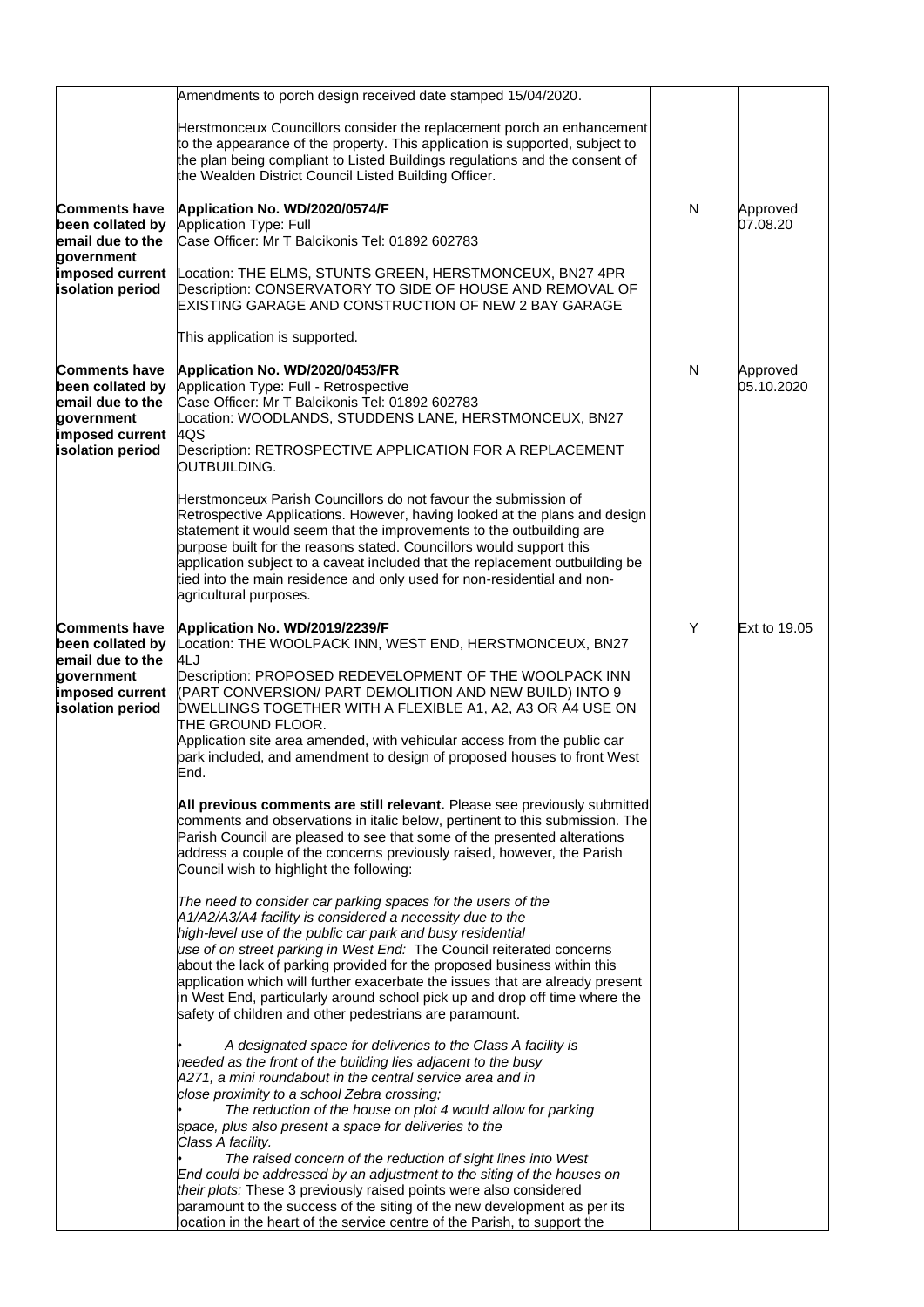| | | | |
|---|---|---|---|
| | Amendments to porch design received date stamped 15/04/2020.<br><br>Herstmonceux Councillors consider the replacement porch an enhancement to the appearance of the property. This application is supported, subject to the plan being compliant to Listed Buildings regulations and the consent of the Wealden District Council Listed Building Officer. | | |
| **Comments have been collated by email due to the government imposed current isolation period** | **Application No. WD/2020/0574/F**<br>Application Type: Full<br>Case Officer: Mr T Balcikonis Tel: 01892 602783<br><br>Location: THE ELMS, STUNTS GREEN, HERSTMONCEUX, BN27 4PR<br>Description: CONSERVATORY TO SIDE OF HOUSE AND REMOVAL OF EXISTING GARAGE AND CONSTRUCTION OF NEW 2 BAY GARAGE<br><br>This application is supported. | N | Approved 07.08.20 |
| **Comments have been collated by email due to the government imposed current isolation period** | **Application No. WD/2020/0453/FR**<br>Application Type: Full - Retrospective<br>Case Officer: Mr T Balcikonis Tel: 01892 602783<br>Location: WOODLANDS, STUDDENS LANE, HERSTMONCEUX, BN27 4QS<br>Description: RETROSPECTIVE APPLICATION FOR A REPLACEMENT OUTBUILDING.<br><br>Herstmonceux Parish Councillors do not favour the submission of Retrospective Applications. However, having looked at the plans and design statement it would seem that the improvements to the outbuilding are purpose built for the reasons stated. Councillors would support this application subject to a caveat included that the replacement outbuilding be tied into the main residence and only used for non-residential and non-agricultural purposes. | N | Approved 05.10.2020 |
| **Comments have been collated by email due to the government imposed current isolation period** | **Application No. WD/2019/2239/F**<br>Location: THE WOOLPACK INN, WEST END, HERSTMONCEUX, BN27 4LJ<br>Description: PROPOSED REDEVELOPMENT OF THE WOOLPACK INN (PART CONVERSION/ PART DEMOLITION AND NEW BUILD) INTO 9 DWELLINGS TOGETHER WITH A FLEXIBLE A1, A2, A3 OR A4 USE ON THE GROUND FLOOR.<br>Application site area amended, with vehicular access from the public car park included, and amendment to design of proposed houses to front West End.<br><br>**All previous comments are still relevant.** Please see previously submitted comments and observations in italic below, pertinent to this submission. The Parish Council are pleased to see that some of the presented alterations address a couple of the concerns previously raised, however, the Parish Council wish to highlight the following:<br><br>*The need to consider car parking spaces for the users of the A1/A2/A3/A4 facility is considered a necessity due to the high-level use of the public car park and busy residential use of on street parking in West End:* The Council reiterated concerns about the lack of parking provided for the proposed business within this application which will further exacerbate the issues that are already present in West End, particularly around school pick up and drop off time where the safety of children and other pedestrians are paramount.<br><br>• *A designated space for deliveries to the Class A facility is needed as the front of the building lies adjacent to the busy A271, a mini roundabout in the central service area and in close proximity to a school Zebra crossing;*<br>• *The reduction of the house on plot 4 would allow for parking space, plus also present a space for deliveries to the Class A facility.*<br>• *The raised concern of the reduction of sight lines into West End could be addressed by an adjustment to the siting of the houses on their plots:* These 3 previously raised points were also considered paramount to the success of the siting of the new development as per its location in the heart of the service centre of the Parish, to support the | Y | Ext to 19.05 |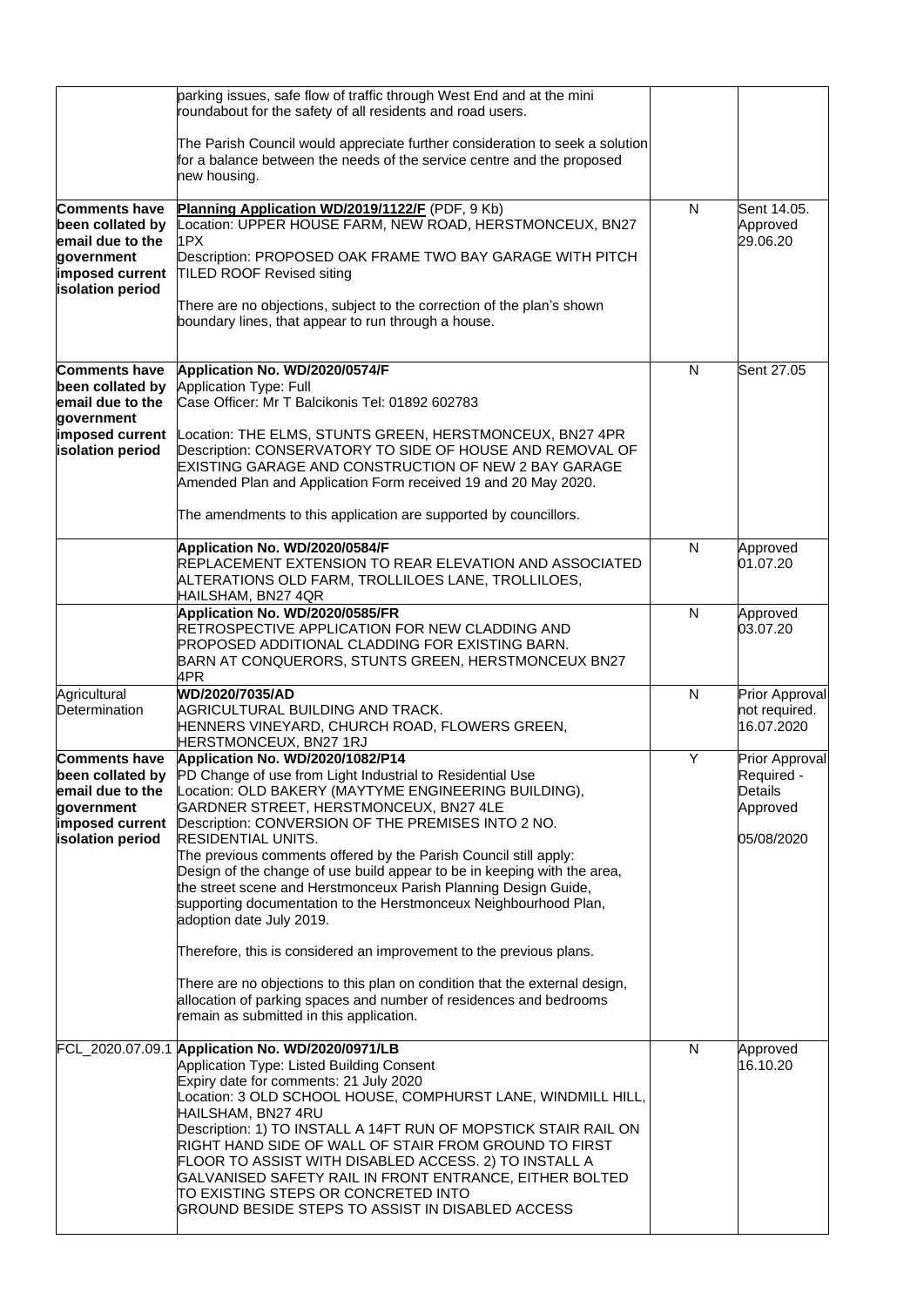| | | | |
|---|---|---|---|
| | parking issues, safe flow of traffic through West End and at the mini roundabout for the safety of all residents and road users.<br><br>The Parish Council would appreciate further consideration to seek a solution for a balance between the needs of the service centre and the proposed new housing. | | |
| **Comments have been collated by email due to the government imposed current isolation period** | **Planning Application WD/2019/1122/F** (PDF, 9 Kb)<br>Location: UPPER HOUSE FARM, NEW ROAD, HERSTMONCEUX, BN27 1PX<br>Description: PROPOSED OAK FRAME TWO BAY GARAGE WITH PITCH TILED ROOF Revised siting<br><br>There are no objections, subject to the correction of the plan's shown boundary lines, that appear to run through a house. | N | Sent 14.05. Approved 29.06.20 |
| **Comments have been collated by email due to the government imposed current isolation period** | **Application No. WD/2020/0574/F**<br>Application Type: Full<br>Case Officer: Mr T Balcikonis Tel: 01892 602783<br><br>Location: THE ELMS, STUNTS GREEN, HERSTMONCEUX, BN27 4PR<br>Description: CONSERVATORY TO SIDE OF HOUSE AND REMOVAL OF EXISTING GARAGE AND CONSTRUCTION OF NEW 2 BAY GARAGE Amended Plan and Application Form received 19 and 20 May 2020.<br><br>The amendments to this application are supported by councillors. | N | Sent 27.05 |
| | **Application No. WD/2020/0584/F**<br>REPLACEMENT EXTENSION TO REAR ELEVATION AND ASSOCIATED ALTERATIONS OLD FARM, TROLLILOES LANE, TROLLILOES, HAILSHAM, BN27 4QR | N | Approved 01.07.20 |
| | **Application No. WD/2020/0585/FR**<br>RETROSPECTIVE APPLICATION FOR NEW CLADDING AND PROPOSED ADDITIONAL CLADDING FOR EXISTING BARN.<br>BARN AT CONQUERORS, STUNTS GREEN, HERSTMONCEUX BN27 4PR | N | Approved 03.07.20 |
| Agricultural Determination | **WD/2020/7035/AD**<br>AGRICULTURAL BUILDING AND TRACK.<br>HENNERS VINEYARD, CHURCH ROAD, FLOWERS GREEN, HERSTMONCEUX, BN27 1RJ | N | Prior Approval not required. 16.07.2020 |
| **Comments have been collated by email due to the government imposed current isolation period** | **Application No. WD/2020/1082/P14**<br>PD Change of use from Light Industrial to Residential Use<br>Location: OLD BAKERY (MAYTYME ENGINEERING BUILDING), GARDNER STREET, HERSTMONCEUX, BN27 4LE<br>Description: CONVERSION OF THE PREMISES INTO 2 NO. RESIDENTIAL UNITS.<br>The previous comments offered by the Parish Council still apply:<br>Design of the change of use build appear to be in keeping with the area, the street scene and Herstmonceux Parish Planning Design Guide, supporting documentation to the Herstmonceux Neighbourhood Plan, adoption date July 2019.<br><br>Therefore, this is considered an improvement to the previous plans.<br><br>There are no objections to this plan on condition that the external design, allocation of parking spaces and number of residences and bedrooms remain as submitted in this application. | Y | Prior Approval Required - Details Approved<br><br>05/08/2020 |
| FCL_2020.07.09.1 | **Application No. WD/2020/0971/LB**<br>Application Type: Listed Building Consent<br>Expiry date for comments: 21 July 2020<br>Location: 3 OLD SCHOOL HOUSE, COMPHURST LANE, WINDMILL HILL, HAILSHAM, BN27 4RU<br>Description: 1) TO INSTALL A 14FT RUN OF MOPSTICK STAIR RAIL ON RIGHT HAND SIDE OF WALL OF STAIR FROM GROUND TO FIRST FLOOR TO ASSIST WITH DISABLED ACCESS. 2) TO INSTALL A GALVANISED SAFETY RAIL IN FRONT ENTRANCE, EITHER BOLTED TO EXISTING STEPS OR CONCRETED INTO GROUND BESIDE STEPS TO ASSIST IN DISABLED ACCESS | N | Approved 16.10.20 |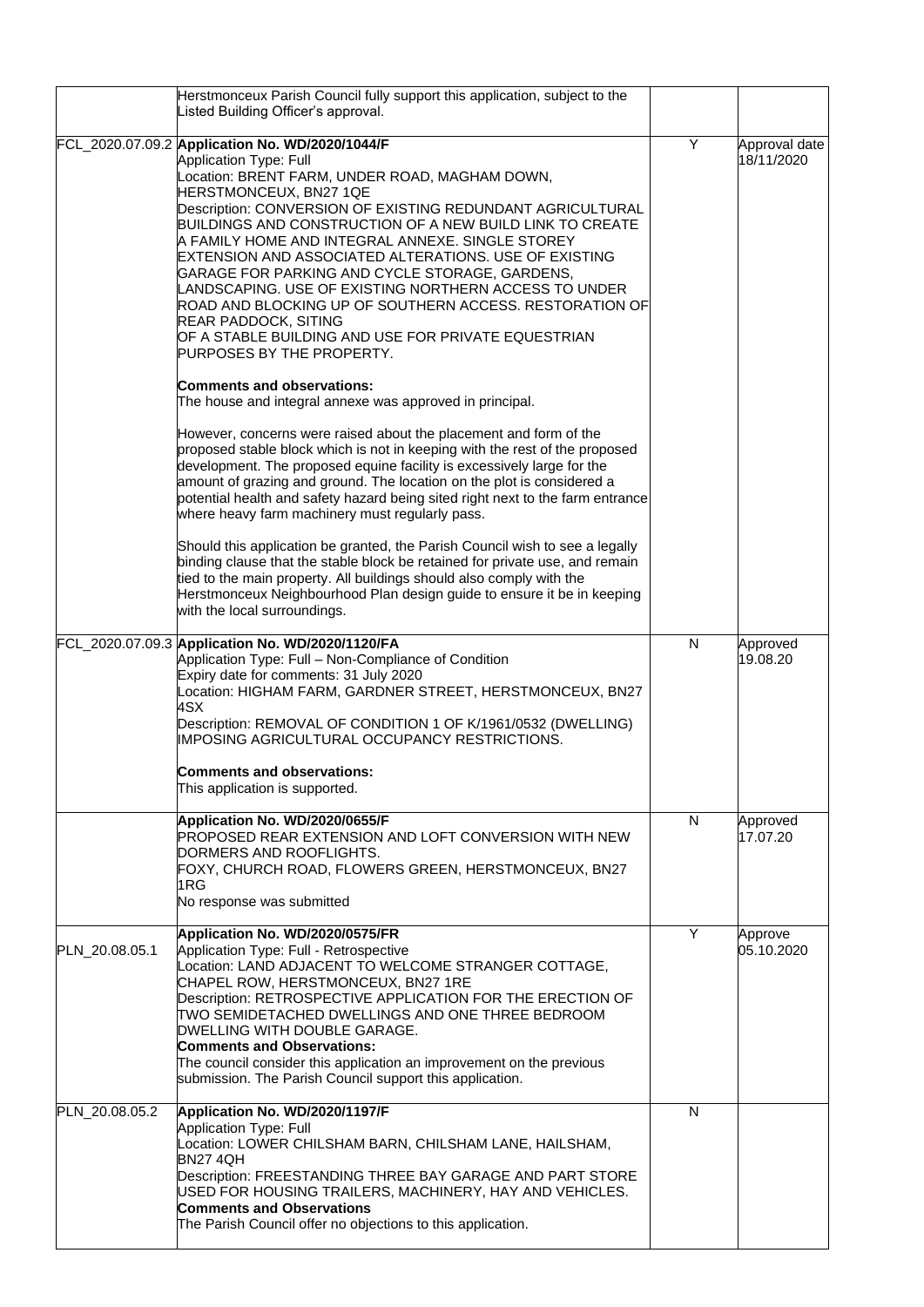| | | | |
|---|---|---|---|
| | Herstmonceux Parish Council fully support this application, subject to the Listed Building Officer's approval. | | |
| FCL_2020.07.09.2 | **Application No. WD/2020/1044/F**<br>Application Type: Full<br>Location: BRENT FARM, UNDER ROAD, MAGHAM DOWN, HERSTMONCEUX, BN27 1QE<br>Description: CONVERSION OF EXISTING REDUNDANT AGRICULTURAL BUILDINGS AND CONSTRUCTION OF A NEW BUILD LINK TO CREATE A FAMILY HOME AND INTEGRAL ANNEXE. SINGLE STOREY EXTENSION AND ASSOCIATED ALTERATIONS. USE OF EXISTING GARAGE FOR PARKING AND CYCLE STORAGE, GARDENS, LANDSCAPING. USE OF EXISTING NORTHERN ACCESS TO UNDER ROAD AND BLOCKING UP OF SOUTHERN ACCESS. RESTORATION OF REAR PADDOCK, SITING OF A STABLE BUILDING AND USE FOR PRIVATE EQUESTRIAN PURPOSES BY THE PROPERTY.<br><br>**Comments and observations:**<br>The house and integral annexe was approved in principal.<br><br>However, concerns were raised about the placement and form of the proposed stable block which is not in keeping with the rest of the proposed development. The proposed equine facility is excessively large for the amount of grazing and ground. The location on the plot is considered a potential health and safety hazard being sited right next to the farm entrance where heavy farm machinery must regularly pass.<br><br>Should this application be granted, the Parish Council wish to see a legally binding clause that the stable block be retained for private use, and remain tied to the main property. All buildings should also comply with the Herstmonceux Neighbourhood Plan design guide to ensure it be in keeping with the local surroundings. | Y | Approval date 18/11/2020 |
| FCL_2020.07.09.3 | **Application No. WD/2020/1120/FA**<br>Application Type: Full – Non-Compliance of Condition<br>Expiry date for comments: 31 July 2020<br>Location: HIGHAM FARM, GARDNER STREET, HERSTMONCEUX, BN27 4SX<br>Description: REMOVAL OF CONDITION 1 OF K/1961/0532 (DWELLING) IMPOSING AGRICULTURAL OCCUPANCY RESTRICTIONS.<br><br>**Comments and observations:**<br>This application is supported. | N | Approved 19.08.20 |
| | **Application No. WD/2020/0655/F**<br>PROPOSED REAR EXTENSION AND LOFT CONVERSION WITH NEW DORMERS AND ROOFLIGHTS.<br>FOXY, CHURCH ROAD, FLOWERS GREEN, HERSTMONCEUX, BN27 1RG<br>No response was submitted | N | Approved 17.07.20 |
| PLN_20.08.05.1 | **Application No. WD/2020/0575/FR**<br>Application Type: Full - Retrospective<br>Location: LAND ADJACENT TO WELCOME STRANGER COTTAGE, CHAPEL ROW, HERSTMONCEUX, BN27 1RE<br>Description: RETROSPECTIVE APPLICATION FOR THE ERECTION OF TWO SEMIDETACHED DWELLINGS AND ONE THREE BEDROOM DWELLING WITH DOUBLE GARAGE.<br>**Comments and Observations:**<br>The council consider this application an improvement on the previous submission. The Parish Council support this application. | Y | Approve 05.10.2020 |
| PLN_20.08.05.2 | **Application No. WD/2020/1197/F**<br>Application Type: Full<br>Location: LOWER CHILSHAM BARN, CHILSHAM LANE, HAILSHAM, BN27 4QH<br>Description: FREESTANDING THREE BAY GARAGE AND PART STORE USED FOR HOUSING TRAILERS, MACHINERY, HAY AND VEHICLES.<br>**Comments and Observations**<br>The Parish Council offer no objections to this application. | N | |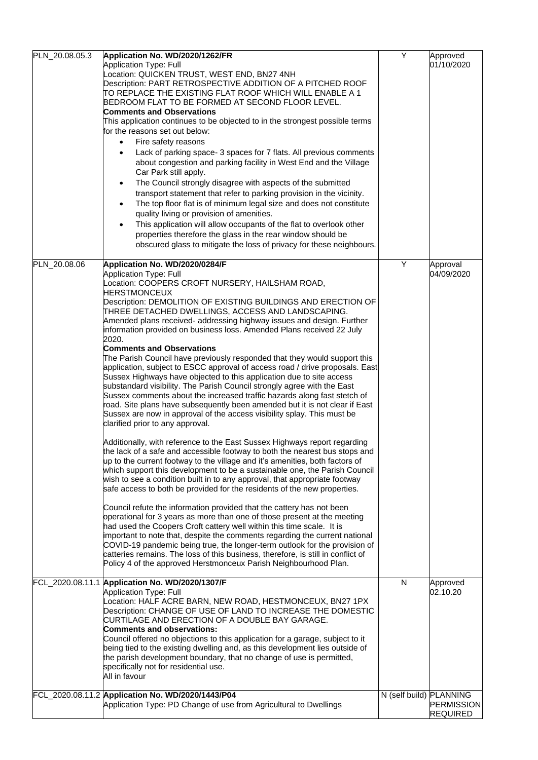| | | | |
|---|---|---|---|
| PLN_20.08.05.3 | **Application No. WD/2020/1262/FR**<br>Application Type: Full<br>Location: QUICKEN TRUST, WEST END, BN27 4NH<br>Description: PART RETROSPECTIVE ADDITION OF A PITCHED ROOF TO REPLACE THE EXISTING FLAT ROOF WHICH WILL ENABLE A 1 BEDROOM FLAT TO BE FORMED AT SECOND FLOOR LEVEL.<br>**Comments and Observations**<br>This application continues to be objected to in the strongest possible terms for the reasons set out below:<br>• Fire safety reasons<br>• Lack of parking space- 3 spaces for 7 flats. All previous comments about congestion and parking facility in West End and the Village Car Park still apply.<br>• The Council strongly disagree with aspects of the submitted transport statement that refer to parking provision in the vicinity.<br>• The top floor flat is of minimum legal size and does not constitute quality living or provision of amenities.<br>• This application will allow occupants of the flat to overlook other properties therefore the glass in the rear window should be obscured glass to mitigate the loss of privacy for these neighbours. | Y | Approved 01/10/2020 |
| PLN_20.08.06 | **Application No. WD/2020/0284/F**<br>Application Type: Full<br>Location: COOPERS CROFT NURSERY, HAILSHAM ROAD, HERSTMONCEUX<br>Description: DEMOLITION OF EXISTING BUILDINGS AND ERECTION OF THREE DETACHED DWELLINGS, ACCESS AND LANDSCAPING.<br>Amended plans received- addressing highway issues and design. Further information provided on business loss. Amended Plans received 22 July 2020.<br>**Comments and Observations**<br>The Parish Council have previously responded that they would support this application, subject to ESCC approval of access road / drive proposals. East Sussex Highways have objected to this application due to site access substandard visibility. The Parish Council strongly agree with the East Sussex comments about the increased traffic hazards along fast stetch of road. Site plans have subsequently been amended but it is not clear if East Sussex are now in approval of the access visibility splay. This must be clarified prior to any approval.<br><br>Additionally, with reference to the East Sussex Highways report regarding the lack of a safe and accessible footway to both the nearest bus stops and up to the current footway to the village and it's amenities, both factors of which support this development to be a sustainable one, the Parish Council wish to see a condition built in to any approval, that appropriate footway safe access to both be provided for the residents of the new properties.<br><br>Council refute the information provided that the cattery has not been operational for 3 years as more than one of those present at the meeting had used the Coopers Croft cattery well within this time scale. It is important to note that, despite the comments regarding the current national COVID-19 pandemic being true, the longer-term outlook for the provision of catteries remains. The loss of this business, therefore, is still in conflict of Policy 4 of the approved Herstmonceux Parish Neighbourhood Plan. | Y | Approval 04/09/2020 |
| FCL_2020.08.11.1 | **Application No. WD/2020/1307/F**<br>Application Type: Full<br>Location: HALF ACRE BARN, NEW ROAD, HESTMONCEUX, BN27 1PX<br>Description: CHANGE OF USE OF LAND TO INCREASE THE DOMESTIC CURTILAGE AND ERECTION OF A DOUBLE BAY GARAGE.<br>**Comments and observations:**<br>Council offered no objections to this application for a garage, subject to it being tied to the existing dwelling and, as this development lies outside of the parish development boundary, that no change of use is permitted, specifically not for residential use.<br>All in favour | N | Approved 02.10.20 |
| FCL_2020.08.11.2 | **Application No. WD/2020/1443/P04**<br>Application Type: PD Change of use from Agricultural to Dwellings | N (self build) | PLANNING PERMISSION REQUIRED |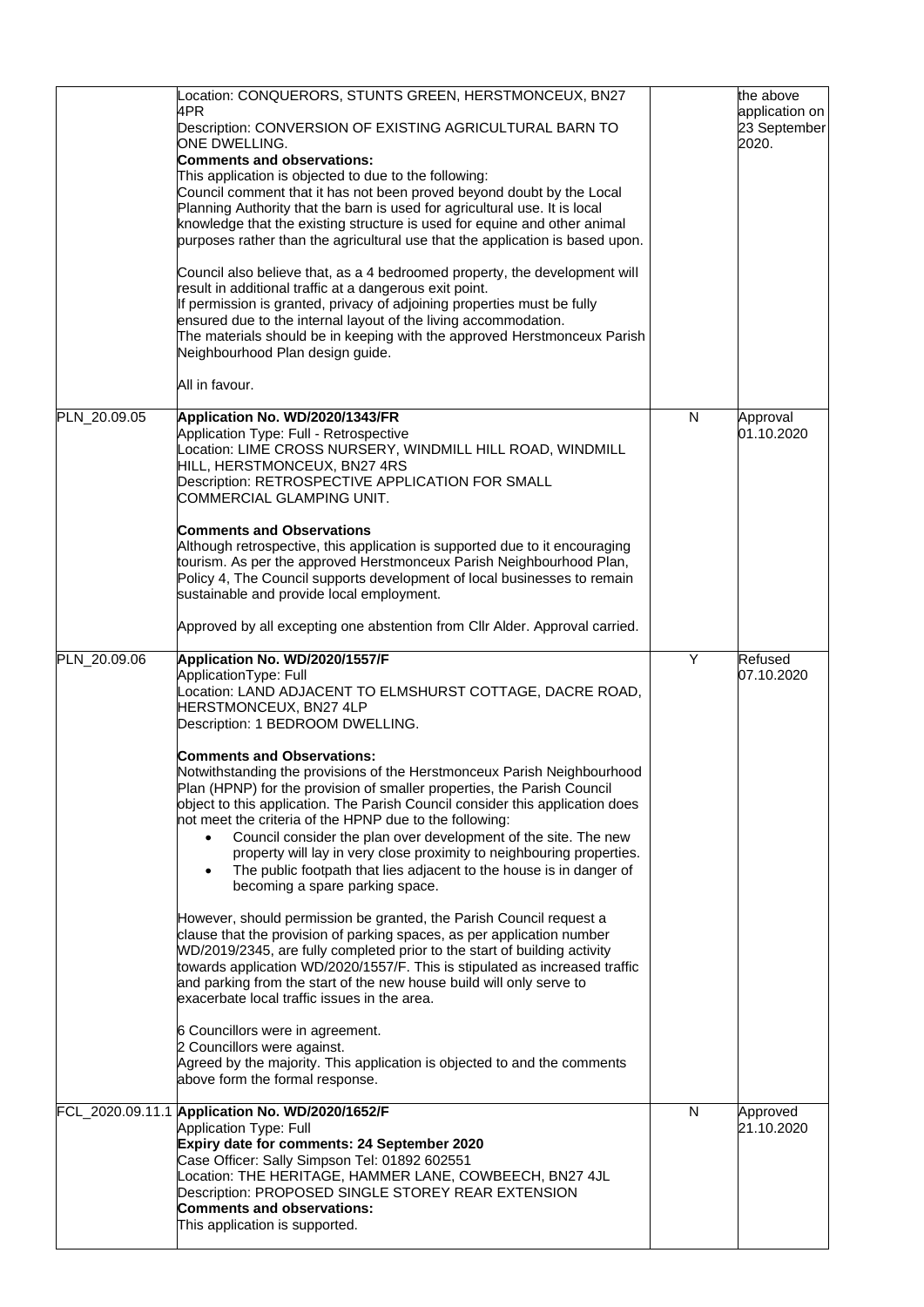| | | | |
|---|---|---|---|
| | Location: CONQUERORS, STUNTS GREEN, HERSTMONCEUX, BN27 4PR<br>Description: CONVERSION OF EXISTING AGRICULTURAL BARN TO ONE DWELLING.<br>**Comments and observations:**<br>This application is objected to due to the following:<br>Council comment that it has not been proved beyond doubt by the Local Planning Authority that the barn is used for agricultural use. It is local knowledge that the existing structure is used for equine and other animal purposes rather than the agricultural use that the application is based upon.<br><br>Council also believe that, as a 4 bedroomed property, the development will result in additional traffic at a dangerous exit point.<br>If permission is granted, privacy of adjoining properties must be fully ensured due to the internal layout of the living accommodation.<br>The materials should be in keeping with the approved Herstmonceux Parish Neighbourhood Plan design guide.<br><br>All in favour. | | the above application on 23 September 2020. |
| PLN_20.09.05 | **Application No. WD/2020/1343/FR**<br>Application Type: Full - Retrospective<br>Location: LIME CROSS NURSERY, WINDMILL HILL ROAD, WINDMILL HILL, HERSTMONCEUX, BN27 4RS<br>Description: RETROSPECTIVE APPLICATION FOR SMALL COMMERCIAL GLAMPING UNIT.<br><br>**Comments and Observations**<br>Although retrospective, this application is supported due to it encouraging tourism. As per the approved Herstmonceux Parish Neighbourhood Plan, Policy 4, The Council supports development of local businesses to remain sustainable and provide local employment.<br><br>Approved by all excepting one abstention from Cllr Alder. Approval carried. | N | Approval 01.10.2020 |
| PLN_20.09.06 | **Application No. WD/2020/1557/F**<br>ApplicationType: Full<br>Location: LAND ADJACENT TO ELMSHURST COTTAGE, DACRE ROAD, HERSTMONCEUX, BN27 4LP<br>Description: 1 BEDROOM DWELLING.<br><br>**Comments and Observations:**<br>Notwithstanding the provisions of the Herstmonceux Parish Neighbourhood Plan (HPNP) for the provision of smaller properties, the Parish Council object to this application. The Parish Council consider this application does not meet the criteria of the HPNP due to the following:<br>• Council consider the plan over development of the site. The new property will lay in very close proximity to neighbouring properties.<br>• The public footpath that lies adjacent to the house is in danger of becoming a spare parking space.<br><br>However, should permission be granted, the Parish Council request a clause that the provision of parking spaces, as per application number WD/2019/2345, are fully completed prior to the start of building activity towards application WD/2020/1557/F. This is stipulated as increased traffic and parking from the start of the new house build will only serve to exacerbate local traffic issues in the area.<br><br>6 Councillors were in agreement.<br>2 Councillors were against.<br>Agreed by the majority. This application is objected to and the comments above form the formal response. | Y | Refused 07.10.2020 |
| FCL_2020.09.11.1 | **Application No. WD/2020/1652/F**<br>Application Type: Full<br>**Expiry date for comments: 24 September 2020**<br>Case Officer: Sally Simpson Tel: 01892 602551<br>Location: THE HERITAGE, HAMMER LANE, COWBEECH, BN27 4JL<br>Description: PROPOSED SINGLE STOREY REAR EXTENSION<br>**Comments and observations:**<br>This application is supported. | N | Approved 21.10.2020 |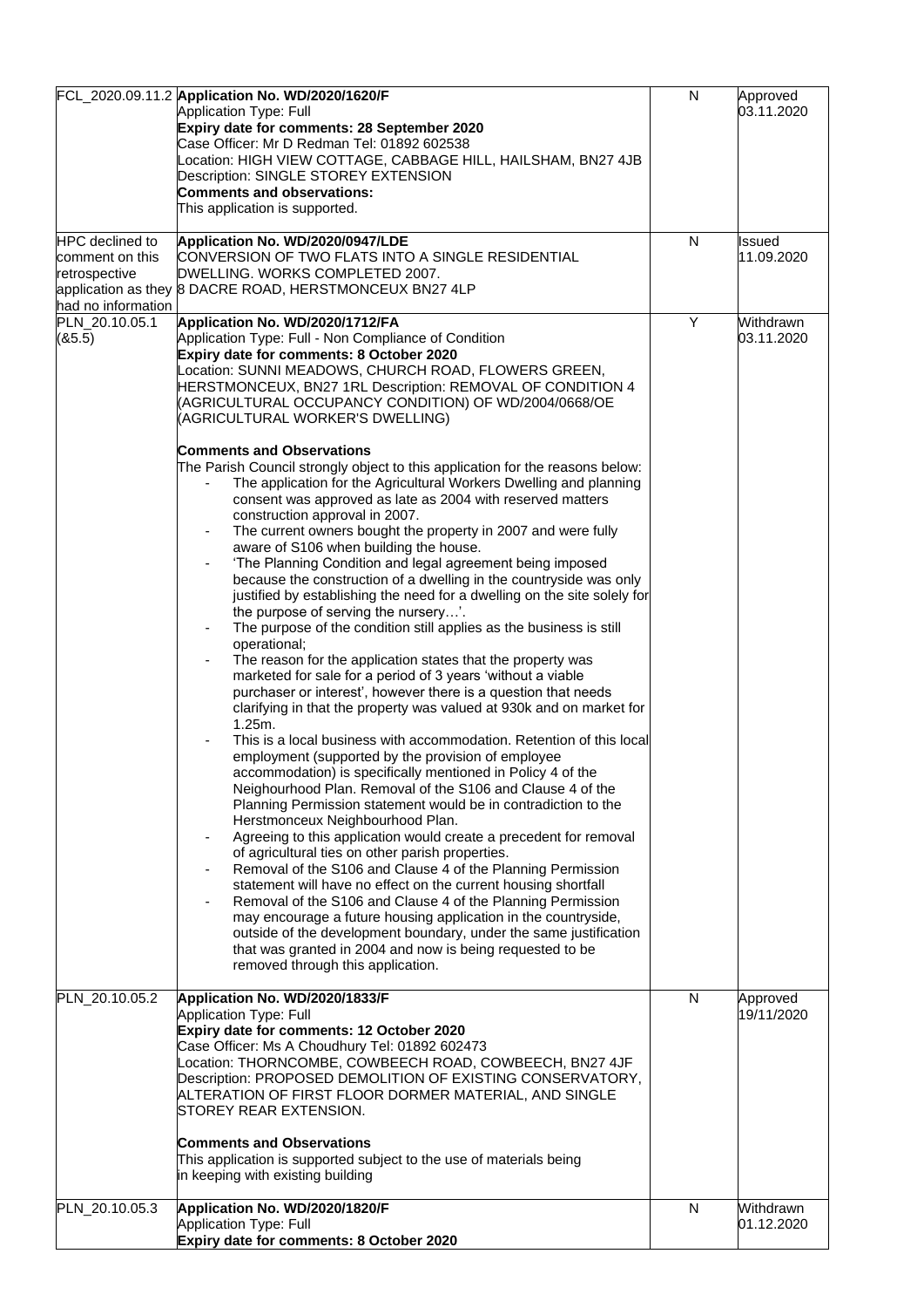| | | | |
|---|---|---|---|
| FCL_2020.09.11.2 | **Application No. WD/2020/1620/F**<br>Application Type: Full<br>**Expiry date for comments: 28 September 2020**<br>Case Officer: Mr D Redman Tel: 01892 602538<br>Location: HIGH VIEW COTTAGE, CABBAGE HILL, HAILSHAM, BN27 4JB<br>Description: SINGLE STOREY EXTENSION<br>**Comments and observations:**<br>This application is supported. | N | Approved 03.11.2020 |
| HPC declined to comment on this retrospective application as they had no information | **Application No. WD/2020/0947/LDE**<br>CONVERSION OF TWO FLATS INTO A SINGLE RESIDENTIAL DWELLING. WORKS COMPLETED 2007.<br>8 DACRE ROAD, HERSTMONCEUX BN27 4LP | N | Issued 11.09.2020 |
| PLN_20.10.05.1 (&5.5) | **Application No. WD/2020/1712/FA**<br>Application Type: Full - Non Compliance of Condition<br>**Expiry date for comments: 8 October 2020**<br>Location: SUNNI MEADOWS, CHURCH ROAD, FLOWERS GREEN, HERSTMONCEUX, BN27 1RL Description: REMOVAL OF CONDITION 4 (AGRICULTURAL OCCUPANCY CONDITION) OF WD/2004/0668/OE (AGRICULTURAL WORKER'S DWELLING)<br><br>**Comments and Observations**<br>The Parish Council strongly object to this application for the reasons below:<br>- The application for the Agricultural Workers Dwelling and planning consent was approved as late as 2004 with reserved matters construction approval in 2007.<br>- The current owners bought the property in 2007 and were fully aware of S106 when building the house.<br>- 'The Planning Condition and legal agreement being imposed because the construction of a dwelling in the countryside was only justified by establishing the need for a dwelling on the site solely for the purpose of serving the nursery…'.<br>- The purpose of the condition still applies as the business is still operational;<br>- The reason for the application states that the property was marketed for sale for a period of 3 years 'without a viable purchaser or interest', however there is a question that needs clarifying in that the property was valued at 930k and on market for 1.25m.<br>- This is a local business with accommodation. Retention of this local employment (supported by the provision of employee accommodation) is specifically mentioned in Policy 4 of the Neighourhood Plan. Removal of the S106 and Clause 4 of the Planning Permission statement would be in contradiction to the Herstmonceux Neighbourhood Plan.<br>- Agreeing to this application would create a precedent for removal of agricultural ties on other parish properties.<br>- Removal of the S106 and Clause 4 of the Planning Permission statement will have no effect on the current housing shortfall<br>- Removal of the S106 and Clause 4 of the Planning Permission may encourage a future housing application in the countryside, outside of the development boundary, under the same justification that was granted in 2004 and now is being requested to be removed through this application. | Y | Withdrawn 03.11.2020 |
| PLN_20.10.05.2 | **Application No. WD/2020/1833/F**<br>Application Type: Full<br>**Expiry date for comments: 12 October 2020**<br>Case Officer: Ms A Choudhury Tel: 01892 602473<br>Location: THORNCOMBE, COWBEECH ROAD, COWBEECH, BN27 4JF<br>Description: PROPOSED DEMOLITION OF EXISTING CONSERVATORY, ALTERATION OF FIRST FLOOR DORMER MATERIAL, AND SINGLE STOREY REAR EXTENSION.<br><br>**Comments and Observations**<br>This application is supported subject to the use of materials being in keeping with existing building | N | Approved 19/11/2020 |
| PLN_20.10.05.3 | **Application No. WD/2020/1820/F**<br>Application Type: Full<br>**Expiry date for comments: 8 October 2020** | N | Withdrawn 01.12.2020 |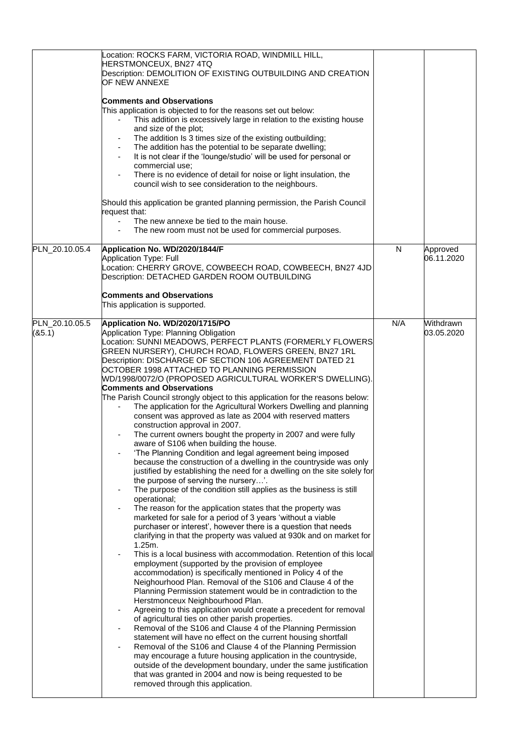| | | | |
|---|---|---|---|
| | Location: ROCKS FARM, VICTORIA ROAD, WINDMILL HILL, HERSTMONCEUX, BN27 4TQ<br>Description: DEMOLITION OF EXISTING OUTBUILDING AND CREATION OF NEW ANNEXE<br><br>**Comments and Observations**<br>This application is objected to for the reasons set out below:<br>- This addition is excessively large in relation to the existing house and size of the plot;<br>- The addition Is 3 times size of the existing outbuilding;<br>- The addition has the potential to be separate dwelling;<br>- It is not clear if the 'lounge/studio' will be used for personal or commercial use;<br>- There is no evidence of detail for noise or light insulation, the council wish to see consideration to the neighbours.<br><br>Should this application be granted planning permission, the Parish Council request that:<br>- The new annexe be tied to the main house.<br>- The new room must not be used for commercial purposes. | | |
| PLN_20.10.05.4 | **Application No. WD/2020/1844/F**<br>Application Type: Full<br>Location: CHERRY GROVE, COWBEECH ROAD, COWBEECH, BN27 4JD<br>Description: DETACHED GARDEN ROOM OUTBUILDING<br><br>**Comments and Observations**<br>This application is supported. | N | Approved 06.11.2020 |
| PLN_20.10.05.5 (&5.1) | **Application No. WD/2020/1715/PO**<br>Application Type: Planning Obligation<br>Location: SUNNI MEADOWS, PERFECT PLANTS (FORMERLY FLOWERS GREEN NURSERY), CHURCH ROAD, FLOWERS GREEN, BN27 1RL<br>Description: DISCHARGE OF SECTION 106 AGREEMENT DATED 21 OCTOBER 1998 ATTACHED TO PLANNING PERMISSION WD/1998/0072/O (PROPOSED AGRICULTURAL WORKER'S DWELLING).<br>**Comments and Observations**<br>The Parish Council strongly object to this application for the reasons below:<br>- The application for the Agricultural Workers Dwelling and planning consent was approved as late as 2004 with reserved matters construction approval in 2007.<br>- The current owners bought the property in 2007 and were fully aware of S106 when building the house.<br>- 'The Planning Condition and legal agreement being imposed because the construction of a dwelling in the countryside was only justified by establishing the need for a dwelling on the site solely for the purpose of serving the nursery…'.<br>- The purpose of the condition still applies as the business is still operational;<br>- The reason for the application states that the property was marketed for sale for a period of 3 years 'without a viable purchaser or interest', however there is a question that needs clarifying in that the property was valued at 930k and on market for 1.25m.<br>- This is a local business with accommodation. Retention of this local employment (supported by the provision of employee accommodation) is specifically mentioned in Policy 4 of the Neighourhood Plan. Removal of the S106 and Clause 4 of the Planning Permission statement would be in contradiction to the Herstmonceux Neighbourhood Plan.<br>- Agreeing to this application would create a precedent for removal of agricultural ties on other parish properties.<br>- Removal of the S106 and Clause 4 of the Planning Permission statement will have no effect on the current housing shortfall<br>- Removal of the S106 and Clause 4 of the Planning Permission may encourage a future housing application in the countryside, outside of the development boundary, under the same justification that was granted in 2004 and now is being requested to be removed through this application. | N/A | Withdrawn 03.05.2020 |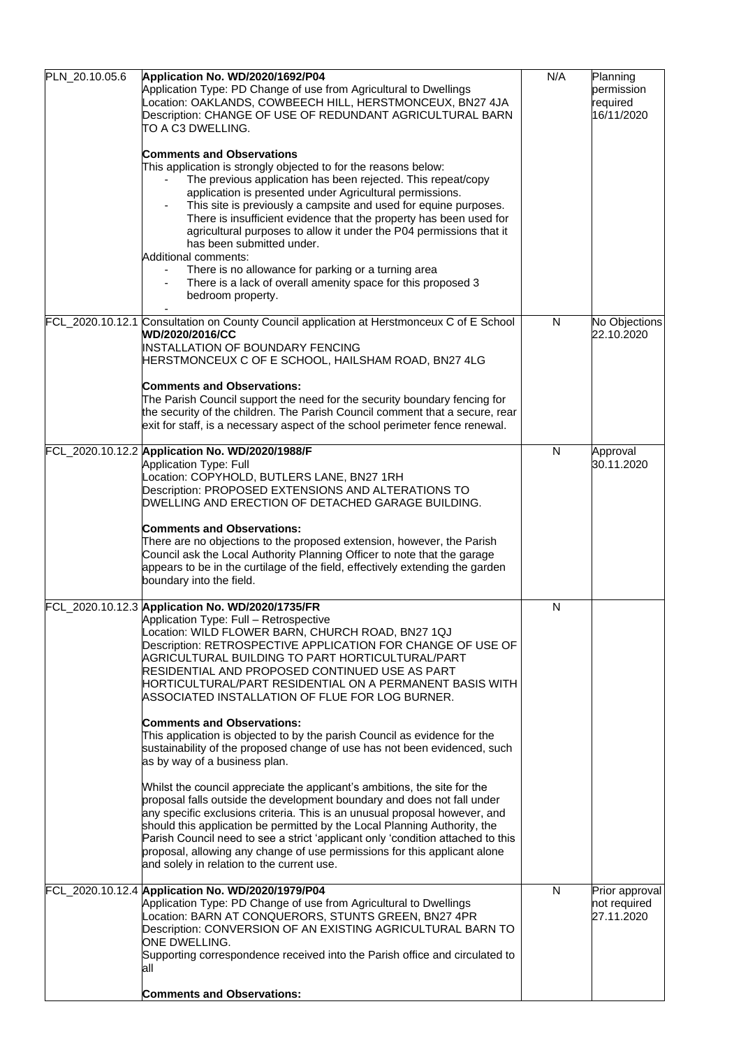| | | | |
|---|---|---|---|
| PLN_20.10.05.6 | **Application No. WD/2020/1692/P04**<br>Application Type: PD Change of use from Agricultural to Dwellings<br>Location: OAKLANDS, COWBEECH HILL, HERSTMONCEUX, BN27 4JA<br>Description: CHANGE OF USE OF REDUNDANT AGRICULTURAL BARN TO A C3 DWELLING.<br><br>**Comments and Observations**<br>This application is strongly objected to for the reasons below:<br>- The previous application has been rejected. This repeat/copy application is presented under Agricultural permissions.<br>- This site is previously a campsite and used for equine purposes. There is insufficient evidence that the property has been used for agricultural purposes to allow it under the P04 permissions that it has been submitted under.<br><br>Additional comments:<br>- There is no allowance for parking or a turning area<br>- There is a lack of overall amenity space for this proposed 3 bedroom property.<br>- | N/A | Planning permission required 16/11/2020 |
| FCL_2020.10.12.1 | Consultation on County Council application at Herstmonceux C of E School<br>**WD/2020/2016/CC**<br>INSTALLATION OF BOUNDARY FENCING<br>HERSTMONCEUX C OF E SCHOOL, HAILSHAM ROAD, BN27 4LG<br><br>**Comments and Observations:**<br>The Parish Council support the need for the security boundary fencing for the security of the children. The Parish Council comment that a secure, rear exit for staff, is a necessary aspect of the school perimeter fence renewal. | N | No Objections 22.10.2020 |
| FCL_2020.10.12.2 | **Application No. WD/2020/1988/F**<br>Application Type: Full<br>Location: COPYHOLD, BUTLERS LANE, BN27 1RH<br>Description: PROPOSED EXTENSIONS AND ALTERATIONS TO DWELLING AND ERECTION OF DETACHED GARAGE BUILDING.<br><br>**Comments and Observations:**<br>There are no objections to the proposed extension, however, the Parish Council ask the Local Authority Planning Officer to note that the garage appears to be in the curtilage of the field, effectively extending the garden boundary into the field. | N | Approval 30.11.2020 |
| FCL_2020.10.12.3 | **Application No. WD/2020/1735/FR**<br>Application Type: Full – Retrospective<br>Location: WILD FLOWER BARN, CHURCH ROAD, BN27 1QJ<br>Description: RETROSPECTIVE APPLICATION FOR CHANGE OF USE OF AGRICULTURAL BUILDING TO PART HORTICULTURAL/PART RESIDENTIAL AND PROPOSED CONTINUED USE AS PART HORTICULTURAL/PART RESIDENTIAL ON A PERMANENT BASIS WITH ASSOCIATED INSTALLATION OF FLUE FOR LOG BURNER.<br><br>**Comments and Observations:**<br>This application is objected to by the parish Council as evidence for the sustainability of the proposed change of use has not been evidenced, such as by way of a business plan.<br><br>Whilst the council appreciate the applicant's ambitions, the site for the proposal falls outside the development boundary and does not fall under any specific exclusions criteria. This is an unusual proposal however, and should this application be permitted by the Local Planning Authority, the Parish Council need to see a strict 'applicant only 'condition attached to this proposal, allowing any change of use permissions for this applicant alone and solely in relation to the current use. | N | |
| FCL_2020.10.12.4 | **Application No. WD/2020/1979/P04**<br>Application Type: PD Change of use from Agricultural to Dwellings<br>Location: BARN AT CONQUERORS, STUNTS GREEN, BN27 4PR<br>Description: CONVERSION OF AN EXISTING AGRICULTURAL BARN TO ONE DWELLING.<br>Supporting correspondence received into the Parish office and circulated to all<br><br>**Comments and Observations:** | N | Prior approval not required 27.11.2020 |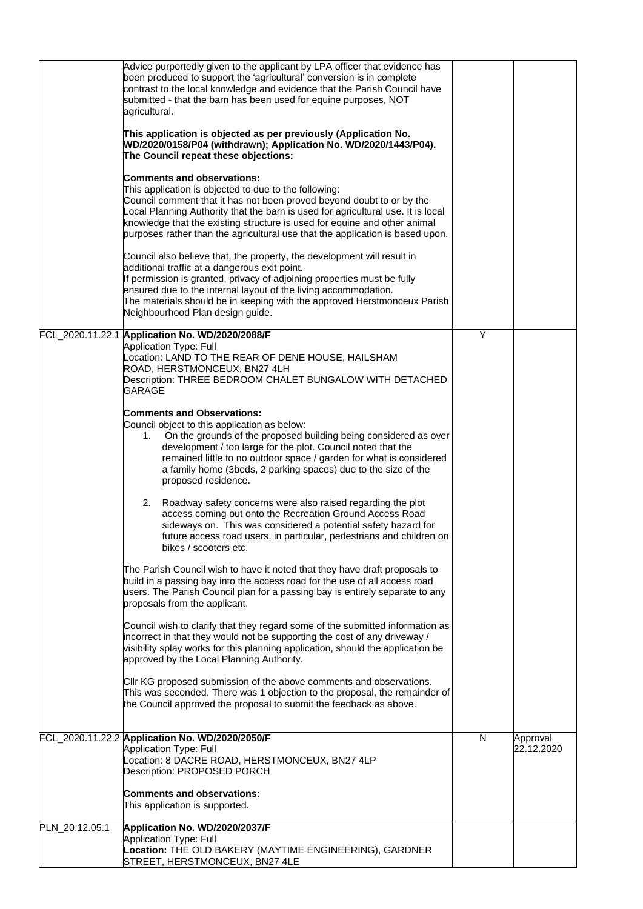| | | | |
|---|---|---|---|
| | Advice purportedly given to the applicant by LPA officer that evidence has been produced to support the 'agricultural' conversion is in complete contrast to the local knowledge and evidence that the Parish Council have submitted - that the barn has been used for equine purposes, NOT agricultural.<br><br>**This application is objected as per previously (Application No. WD/2020/0158/P04 (withdrawn); Application No. WD/2020/1443/P04). The Council repeat these objections:**<br><br>**Comments and observations:**<br>This application is objected to due to the following:<br>Council comment that it has not been proved beyond doubt to or by the Local Planning Authority that the barn is used for agricultural use. It is local knowledge that the existing structure is used for equine and other animal purposes rather than the agricultural use that the application is based upon.<br><br>Council also believe that, the property, the development will result in additional traffic at a dangerous exit point.<br>If permission is granted, privacy of adjoining properties must be fully ensured due to the internal layout of the living accommodation.<br>The materials should be in keeping with the approved Herstmonceux Parish Neighbourhood Plan design guide. | | |
| FCL_2020.11.22.1 | **Application No. WD/2020/2088/F**<br>Application Type: Full<br>Location: LAND TO THE REAR OF DENE HOUSE, HAILSHAM ROAD, HERSTMONCEUX, BN27 4LH<br>Description: THREE BEDROOM CHALET BUNGALOW WITH DETACHED GARAGE<br><br>**Comments and Observations:**<br>Council object to this application as below:<br>1. On the grounds of the proposed building being considered as over development / too large for the plot. Council noted that the remained little to no outdoor space / garden for what is considered a family home (3beds, 2 parking spaces) due to the size of the proposed residence.<br><br>2. Roadway safety concerns were also raised regarding the plot access coming out onto the Recreation Ground Access Road sideways on. This was considered a potential safety hazard for future access road users, in particular, pedestrians and children on bikes / scooters etc.<br><br>The Parish Council wish to have it noted that they have draft proposals to build in a passing bay into the access road for the use of all access road users. The Parish Council plan for a passing bay is entirely separate to any proposals from the applicant.<br><br>Council wish to clarify that they regard some of the submitted information as incorrect in that they would not be supporting the cost of any driveway / visibility splay works for this planning application, should the application be approved by the Local Planning Authority.<br><br>Cllr KG proposed submission of the above comments and observations. This was seconded. There was 1 objection to the proposal, the remainder of the Council approved the proposal to submit the feedback as above. | Y | |
| FCL_2020.11.22.2 | **Application No. WD/2020/2050/F**<br>Application Type: Full<br>Location: 8 DACRE ROAD, HERSTMONCEUX, BN27 4LP<br>Description: PROPOSED PORCH<br><br>**Comments and observations:**<br>This application is supported. | N | Approval 22.12.2020 |
| PLN_20.12.05.1 | **Application No. WD/2020/2037/F**<br>Application Type: Full<br>**Location:** THE OLD BAKERY (MAYTIME ENGINEERING), GARDNER STREET, HERSTMONCEUX, BN27 4LE | | |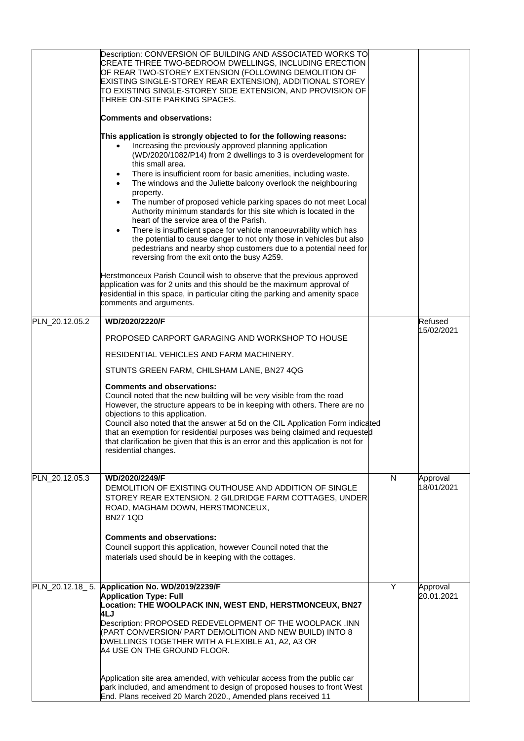| | | | |
|---|---|---|---|
| | Description: CONVERSION OF BUILDING AND ASSOCIATED WORKS TO CREATE THREE TWO-BEDROOM DWELLINGS, INCLUDING ERECTION OF REAR TWO-STOREY EXTENSION (FOLLOWING DEMOLITION OF EXISTING SINGLE-STOREY REAR EXTENSION), ADDITIONAL STOREY TO EXISTING SINGLE-STOREY SIDE EXTENSION, AND PROVISION OF THREE ON-SITE PARKING SPACES.<br><br>**Comments and observations:**<br><br>**This application is strongly objected to for the following reasons:**<br>• Increasing the previously approved planning application (WD/2020/1082/P14) from 2 dwellings to 3 is overdevelopment for this small area.<br>• There is insufficient room for basic amenities, including waste.<br>• The windows and the Juliette balcony overlook the neighbouring property.<br>• The number of proposed vehicle parking spaces do not meet Local Authority minimum standards for this site which is located in the heart of the service area of the Parish.<br>• There is insufficient space for vehicle manoeuvrability which has the potential to cause danger to not only those in vehicles but also pedestrians and nearby shop customers due to a potential need for reversing from the exit onto the busy A259.<br><br>Herstmonceux Parish Council wish to observe that the previous approved application was for 2 units and this should be the maximum approval of residential in this space, in particular citing the parking and amenity space comments and arguments. | | |
| PLN_20.12.05.2 | **WD/2020/2220/F**<br><br>PROPOSED CARPORT GARAGING AND WORKSHOP TO HOUSE RESIDENTIAL VEHICLES AND FARM MACHINERY.<br><br>STUNTS GREEN FARM, CHILSHAM LANE, BN27 4QG<br><br>**Comments and observations:**<br>Council noted that the new building will be very visible from the road However, the structure appears to be in keeping with others. There are no objections to this application.<br>Council also noted that the answer at 5d on the CIL Application Form indicated that an exemption for residential purposes was being claimed and requested that clarification be given that this is an error and this application is not for residential changes. | | Refused 15/02/2021 |
| PLN_20.12.05.3 | **WD/2020/2249/F**<br>DEMOLITION OF EXISTING OUTHOUSE AND ADDITION OF SINGLE STOREY REAR EXTENSION. 2 GILDRIDGE FARM COTTAGES, UNDER ROAD, MAGHAM DOWN, HERSTMONCEUX, BN27 1QD<br><br>**Comments and observations:**<br>Council support this application, however Council noted that the materials used should be in keeping with the cottages. | N | Approval 18/01/2021 |
| PLN_20.12.18_ 5. | **Application No. WD/2019/2239/F**<br>**Application Type: Full**<br>**Location: THE WOOLPACK INN, WEST END, HERSTMONCEUX, BN27 4LJ**<br>Description: PROPOSED REDEVELOPMENT OF THE WOOLPACK .INN (PART CONVERSION/ PART DEMOLITION AND NEW BUILD) INTO 8 DWELLINGS TOGETHER WITH A FLEXIBLE A1, A2, A3 OR A4 USE ON THE GROUND FLOOR.<br><br>Application site area amended, with vehicular access from the public car park included, and amendment to design of proposed houses to front West End. Plans received 20 March 2020., Amended plans received 11 | Y | Approval 20.01.2021 |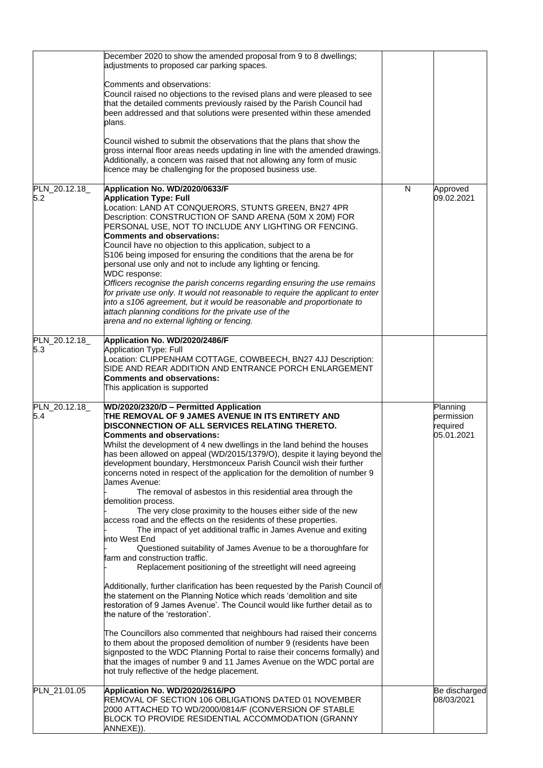| | | | |
|---|---|---|---|
| | December 2020 to show the amended proposal from 9 to 8 dwellings; adjustments to proposed car parking spaces.<br><br>Comments and observations:<br>Council raised no objections to the revised plans and were pleased to see that the detailed comments previously raised by the Parish Council had been addressed and that solutions were presented within these amended plans.<br><br>Council wished to submit the observations that the plans that show the gross internal floor areas needs updating in line with the amended drawings. Additionally, a concern was raised that not allowing any form of music licence may be challenging for the proposed business use. | | |
| PLN_20.12.18_ 5.2 | **Application No. WD/2020/0633/F**<br>**Application Type: Full**<br>Location: LAND AT CONQUERORS, STUNTS GREEN, BN27 4PR<br>Description: CONSTRUCTION OF SAND ARENA (50M X 20M) FOR PERSONAL USE, NOT TO INCLUDE ANY LIGHTING OR FENCING.<br>**Comments and observations:**<br>Council have no objection to this application, subject to a S106 being imposed for ensuring the conditions that the arena be for personal use only and not to include any lighting or fencing.<br>WDC response:<br>*Officers recognise the parish concerns regarding ensuring the use remains for private use only. It would not reasonable to require the applicant to enter into a s106 agreement, but it would be reasonable and proportionate to attach planning conditions for the private use of the arena and no external lighting or fencing.* | N | Approved 09.02.2021 |
| PLN_20.12.18_ 5.3 | **Application No. WD/2020/2486/F**<br>Application Type: Full<br>Location: CLIPPENHAM COTTAGE, COWBEECH, BN27 4JJ Description: SIDE AND REAR ADDITION AND ENTRANCE PORCH ENLARGEMENT<br>**Comments and observations:**<br>This application is supported | | |
| PLN_20.12.18_ 5.4 | **WD/2020/2320/D – Permitted Application**<br>**THE REMOVAL OF 9 JAMES AVENUE IN ITS ENTIRETY AND DISCONNECTION OF ALL SERVICES RELATING THERETO.**<br>**Comments and observations:**<br>Whilst the development of 4 new dwellings in the land behind the houses has been allowed on appeal (WD/2015/1379/O), despite it laying beyond the development boundary, Herstmonceux Parish Council wish their further concerns noted in respect of the application for the demolition of number 9 James Avenue:<br>- The removal of asbestos in this residential area through the demolition process.<br>- The very close proximity to the houses either side of the new access road and the effects on the residents of these properties.<br>- The impact of yet additional traffic in James Avenue and exiting into West End<br>- Questioned suitability of James Avenue to be a thoroughfare for farm and construction traffic.<br>- Replacement positioning of the streetlight will need agreeing<br><br>Additionally, further clarification has been requested by the Parish Council of the statement on the Planning Notice which reads 'demolition and site restoration of 9 James Avenue'. The Council would like further detail as to the nature of the 'restoration'.<br><br>The Councillors also commented that neighbours had raised their concerns to them about the proposed demolition of number 9 (residents have been signposted to the WDC Planning Portal to raise their concerns formally) and that the images of number 9 and 11 James Avenue on the WDC portal are not truly reflective of the hedge placement. | | Planning permission required 05.01.2021 |
| PLN_21.01.05 | **Application No. WD/2020/2616/PO**<br>REMOVAL OF SECTION 106 OBLIGATIONS DATED 01 NOVEMBER 2000 ATTACHED TO WD/2000/0814/F (CONVERSION OF STABLE BLOCK TO PROVIDE RESIDENTIAL ACCOMMODATION (GRANNY ANNEXE)). | | Be discharged 08/03/2021 |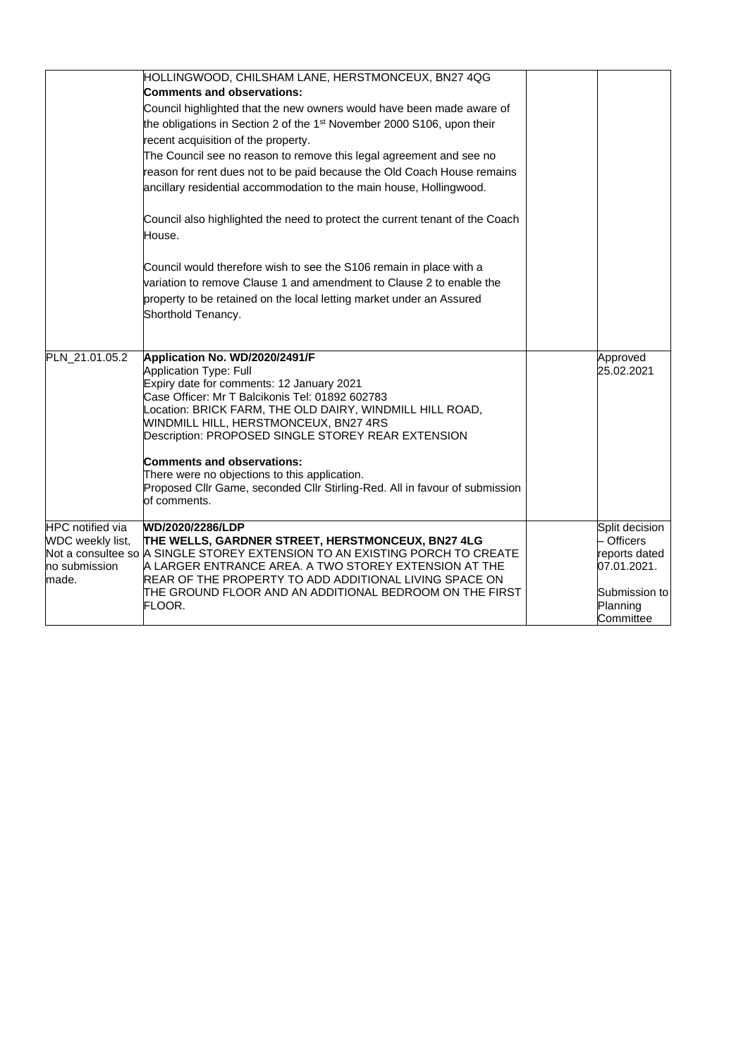| | | | |
|---|---|---|---|
| | HOLLINGWOOD, CHILSHAM LANE, HERSTMONCEUX, BN27 4QG<br>**Comments and observations:**<br>Council highlighted that the new owners would have been made aware of the obligations in Section 2 of the 1st November 2000 S106, upon their recent acquisition of the property.<br>The Council see no reason to remove this legal agreement and see no reason for rent dues not to be paid because the Old Coach House remains ancillary residential accommodation to the main house, Hollingwood.<br><br>Council also highlighted the need to protect the current tenant of the Coach House.<br><br>Council would therefore wish to see the S106 remain in place with a variation to remove Clause 1 and amendment to Clause 2 to enable the property to be retained on the local letting market under an Assured Shorthold Tenancy. | | |
| PLN_21.01.05.2 | **Application No. WD/2020/2491/F**<br>Application Type: Full<br>Expiry date for comments: 12 January 2021<br>Case Officer: Mr T Balcikonis Tel: 01892 602783<br>Location: BRICK FARM, THE OLD DAIRY, WINDMILL HILL ROAD, WINDMILL HILL, HERSTMONCEUX, BN27 4RS<br>Description: PROPOSED SINGLE STOREY REAR EXTENSION<br><br>**Comments and observations:**<br>There were no objections to this application.<br>Proposed Cllr Game, seconded Cllr Stirling-Red. All in favour of submission of comments. | | Approved 25.02.2021 |
| HPC notified via WDC weekly list, Not a consultee so no submission made. | **WD/2020/2286/LDP**<br>**THE WELLS, GARDNER STREET, HERSTMONCEUX, BN27 4LG**<br>A SINGLE STOREY EXTENSION TO AN EXISTING PORCH TO CREATE A LARGER ENTRANCE AREA. A TWO STOREY EXTENSION AT THE REAR OF THE PROPERTY TO ADD ADDITIONAL LIVING SPACE ON THE GROUND FLOOR AND AN ADDITIONAL BEDROOM ON THE FIRST FLOOR. | | Split decision – Officers reports dated 07.01.2021.<br><br>Submission to Planning Committee |